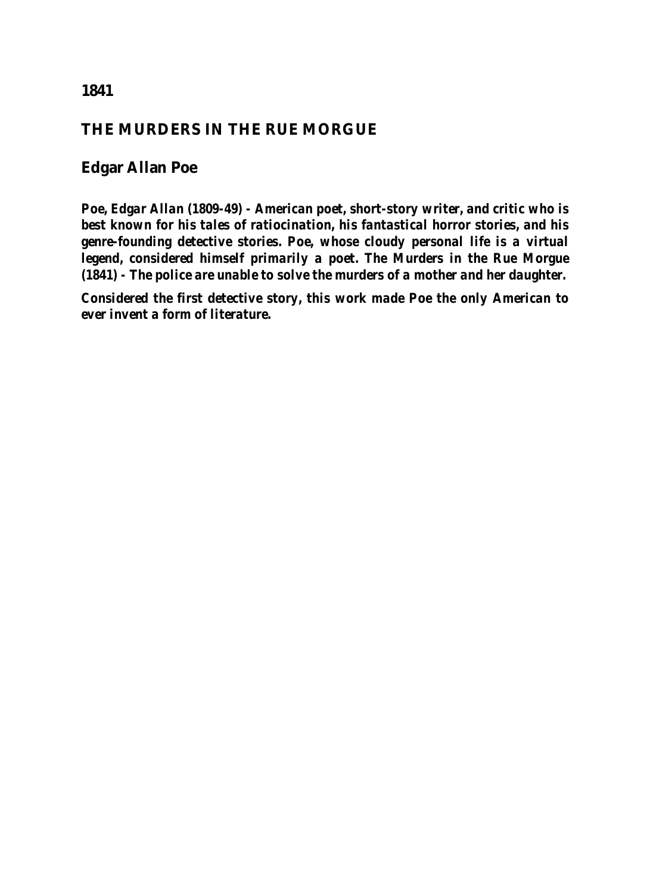**1841**

# THE MURDERS IN THE RUE MORGUE

## Edgar Allan Poe

***Poe, Edgar Allan (1809-49) - American poet, short-story writer, and critic who is best known for his tales of ratiocination, his fantastical horror stories, and his genre-founding detective stories. Poe, whose cloudy personal life is a virtual legend, considered himself primarily a poet. The Murders in the Rue Morgue (1841) - The police are unable to solve the murders of a mother and her daughter.***

***Considered the first detective story, this work made Poe the only American to ever invent a form of literature.***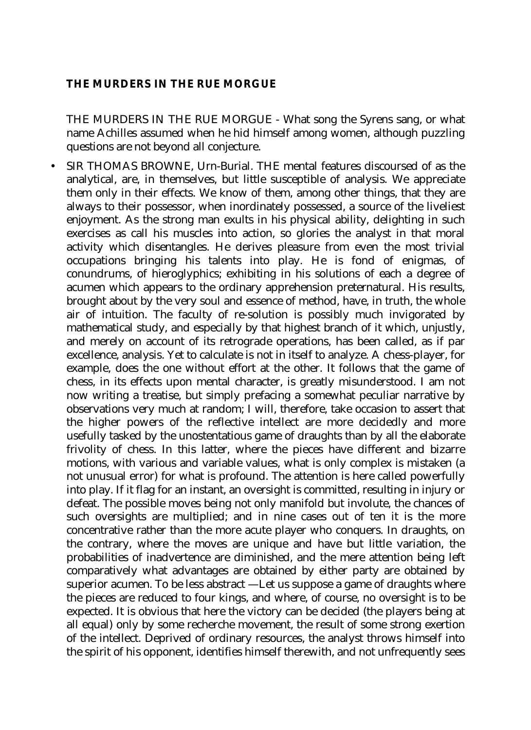**THE MURDERS IN THE RUE MORGUE**

THE MURDERS IN THE RUE MORGUE - What song the Syrens sang, or what name Achilles assumed when he hid himself among women, although puzzling questions are not beyond all conjecture.

- SIR THOMAS BROWNE, Urn-Burial. THE mental features discoursed of as the analytical, are, in themselves, but little susceptible of analysis. We appreciate them only in their effects. We know of them, among other things, that they are always to their possessor, when inordinately possessed, a source of the liveliest enjoyment. As the strong man exults in his physical ability, delighting in such exercises as call his muscles into action, so glories the analyst in that moral activity which disentangles. He derives pleasure from even the most trivial occupations bringing his talents into play. He is fond of enigmas, of conundrums, of hieroglyphics; exhibiting in his solutions of each a degree of acumen which appears to the ordinary apprehension preternatural. His results, brought about by the very soul and essence of method, have, in truth, the whole air of intuition. The faculty of re-solution is possibly much invigorated by mathematical study, and especially by that highest branch of it which, unjustly, and merely on account of its retrograde operations, has been called, as if par excellence, analysis. Yet to calculate is not in itself to analyze. A chess-player, for example, does the one without effort at the other. It follows that the game of chess, in its effects upon mental character, is greatly misunderstood. I am not now writing a treatise, but simply prefacing a somewhat peculiar narrative by observations very much at random; I will, therefore, take occasion to assert that the higher powers of the reflective intellect are more decidedly and more usefully tasked by the unostentatious game of draughts than by all the elaborate frivolity of chess. In this latter, where the pieces have different and bizarre motions, with various and variable values, what is only complex is mistaken (a not unusual error) for what is profound. The attention is here called powerfully into play. If it flag for an instant, an oversight is committed, resulting in injury or defeat. The possible moves being not only manifold but involute, the chances of such oversights are multiplied; and in nine cases out of ten it is the more concentrative rather than the more acute player who conquers. In draughts, on the contrary, where the moves are unique and have but little variation, the probabilities of inadvertence are diminished, and the mere attention being left comparatively what advantages are obtained by either party are obtained by superior acumen. To be less abstract —Let us suppose a game of draughts where the pieces are reduced to four kings, and where, of course, no oversight is to be expected. It is obvious that here the victory can be decided (the players being at all equal) only by some recherche movement, the result of some strong exertion of the intellect. Deprived of ordinary resources, the analyst throws himself into the spirit of his opponent, identifies himself therewith, and not unfrequently sees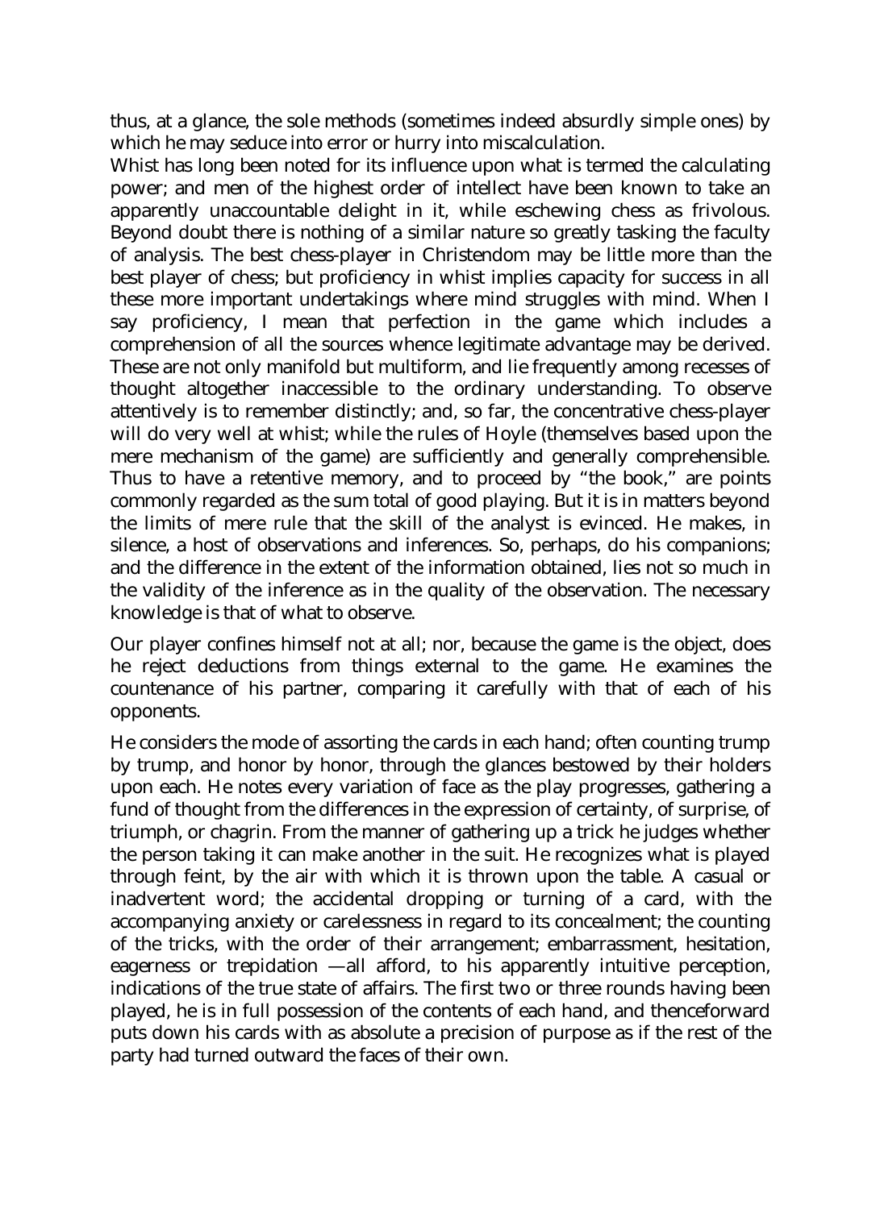thus, at a glance, the sole methods (sometimes indeed absurdly simple ones) by which he may seduce into error or hurry into miscalculation.

Whist has long been noted for its influence upon what is termed the calculating power; and men of the highest order of intellect have been known to take an apparently unaccountable delight in it, while eschewing chess as frivolous. Beyond doubt there is nothing of a similar nature so greatly tasking the faculty of analysis. The best chess-player in Christendom may be little more than the best player of chess; but proficiency in whist implies capacity for success in all these more important undertakings where mind struggles with mind. When I say proficiency, I mean that perfection in the game which includes a comprehension of all the sources whence legitimate advantage may be derived. These are not only manifold but multiform, and lie frequently among recesses of thought altogether inaccessible to the ordinary understanding. To observe attentively is to remember distinctly; and, so far, the concentrative chess-player will do very well at whist; while the rules of Hoyle (themselves based upon the mere mechanism of the game) are sufficiently and generally comprehensible. Thus to have a retentive memory, and to proceed by "the book," are points commonly regarded as the sum total of good playing. But it is in matters beyond the limits of mere rule that the skill of the analyst is evinced. He makes, in silence, a host of observations and inferences. So, perhaps, do his companions; and the difference in the extent of the information obtained, lies not so much in the validity of the inference as in the quality of the observation. The necessary knowledge is that of what to observe.

Our player confines himself not at all; nor, because the game is the object, does he reject deductions from things external to the game. He examines the countenance of his partner, comparing it carefully with that of each of his opponents.

He considers the mode of assorting the cards in each hand; often counting trump by trump, and honor by honor, through the glances bestowed by their holders upon each. He notes every variation of face as the play progresses, gathering a fund of thought from the differences in the expression of certainty, of surprise, of triumph, or chagrin. From the manner of gathering up a trick he judges whether the person taking it can make another in the suit. He recognizes what is played through feint, by the air with which it is thrown upon the table. A casual or inadvertent word; the accidental dropping or turning of a card, with the accompanying anxiety or carelessness in regard to its concealment; the counting of the tricks, with the order of their arrangement; embarrassment, hesitation, eagerness or trepidation —all afford, to his apparently intuitive perception, indications of the true state of affairs. The first two or three rounds having been played, he is in full possession of the contents of each hand, and thenceforward puts down his cards with as absolute a precision of purpose as if the rest of the party had turned outward the faces of their own.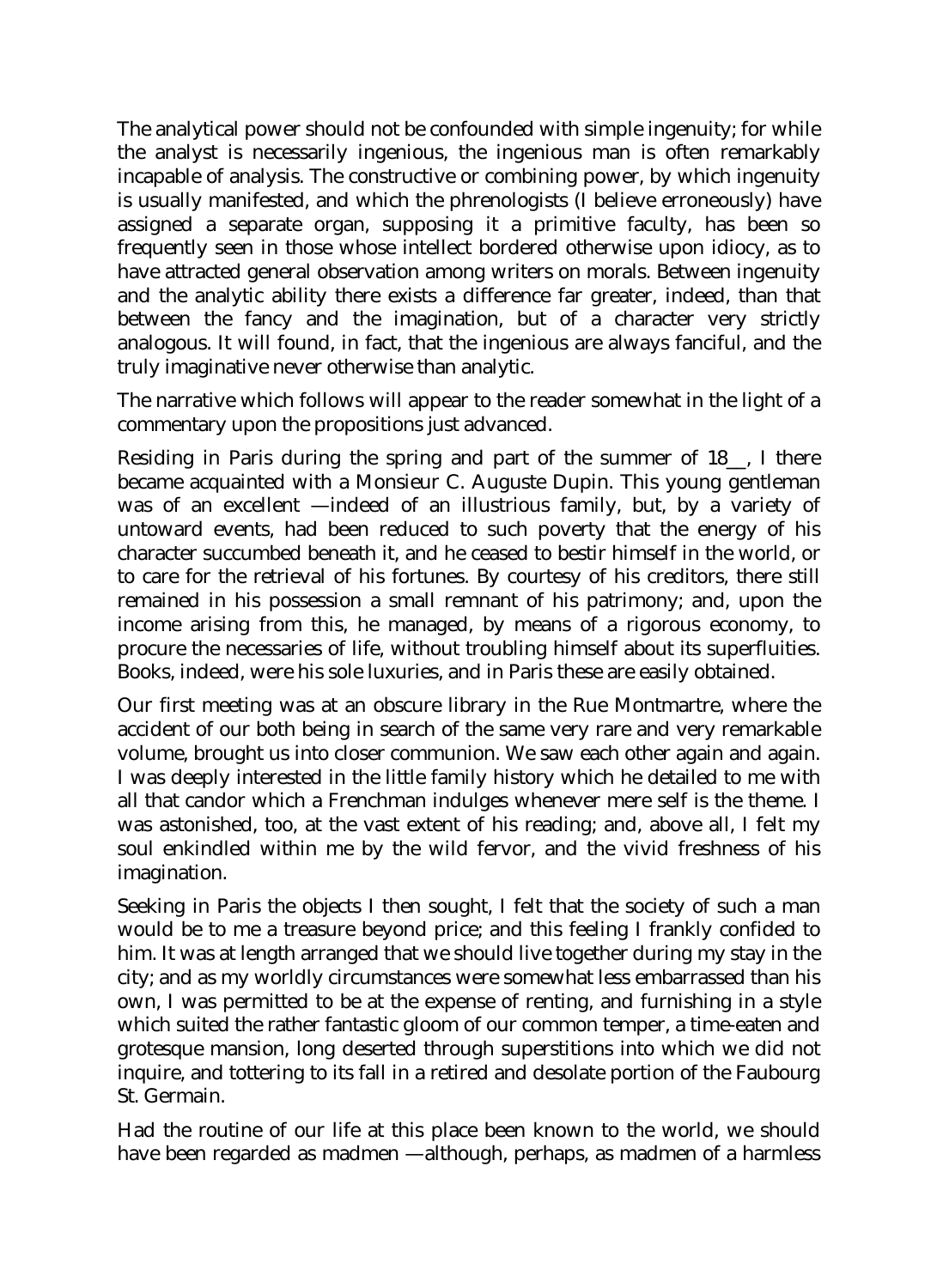The analytical power should not be confounded with simple ingenuity; for while the analyst is necessarily ingenious, the ingenious man is often remarkably incapable of analysis. The constructive or combining power, by which ingenuity is usually manifested, and which the phrenologists (I believe erroneously) have assigned a separate organ, supposing it a primitive faculty, has been so frequently seen in those whose intellect bordered otherwise upon idiocy, as to have attracted general observation among writers on morals. Between ingenuity and the analytic ability there exists a difference far greater, indeed, than that between the fancy and the imagination, but of a character very strictly analogous. It will found, in fact, that the ingenious are always fanciful, and the truly imaginative never otherwise than analytic.

The narrative which follows will appear to the reader somewhat in the light of a commentary upon the propositions just advanced.

Residing in Paris during the spring and part of the summer of 18__, I there became acquainted with a Monsieur C. Auguste Dupin. This young gentleman was of an excellent —indeed of an illustrious family, but, by a variety of untoward events, had been reduced to such poverty that the energy of his character succumbed beneath it, and he ceased to bestir himself in the world, or to care for the retrieval of his fortunes. By courtesy of his creditors, there still remained in his possession a small remnant of his patrimony; and, upon the income arising from this, he managed, by means of a rigorous economy, to procure the necessaries of life, without troubling himself about its superfluities. Books, indeed, were his sole luxuries, and in Paris these are easily obtained.

Our first meeting was at an obscure library in the Rue Montmartre, where the accident of our both being in search of the same very rare and very remarkable volume, brought us into closer communion. We saw each other again and again. I was deeply interested in the little family history which he detailed to me with all that candor which a Frenchman indulges whenever mere self is the theme. I was astonished, too, at the vast extent of his reading; and, above all, I felt my soul enkindled within me by the wild fervor, and the vivid freshness of his imagination.

Seeking in Paris the objects I then sought, I felt that the society of such a man would be to me a treasure beyond price; and this feeling I frankly confided to him. It was at length arranged that we should live together during my stay in the city; and as my worldly circumstances were somewhat less embarrassed than his own, I was permitted to be at the expense of renting, and furnishing in a style which suited the rather fantastic gloom of our common temper, a time-eaten and grotesque mansion, long deserted through superstitions into which we did not inquire, and tottering to its fall in a retired and desolate portion of the Faubourg St. Germain.

Had the routine of our life at this place been known to the world, we should have been regarded as madmen —although, perhaps, as madmen of a harmless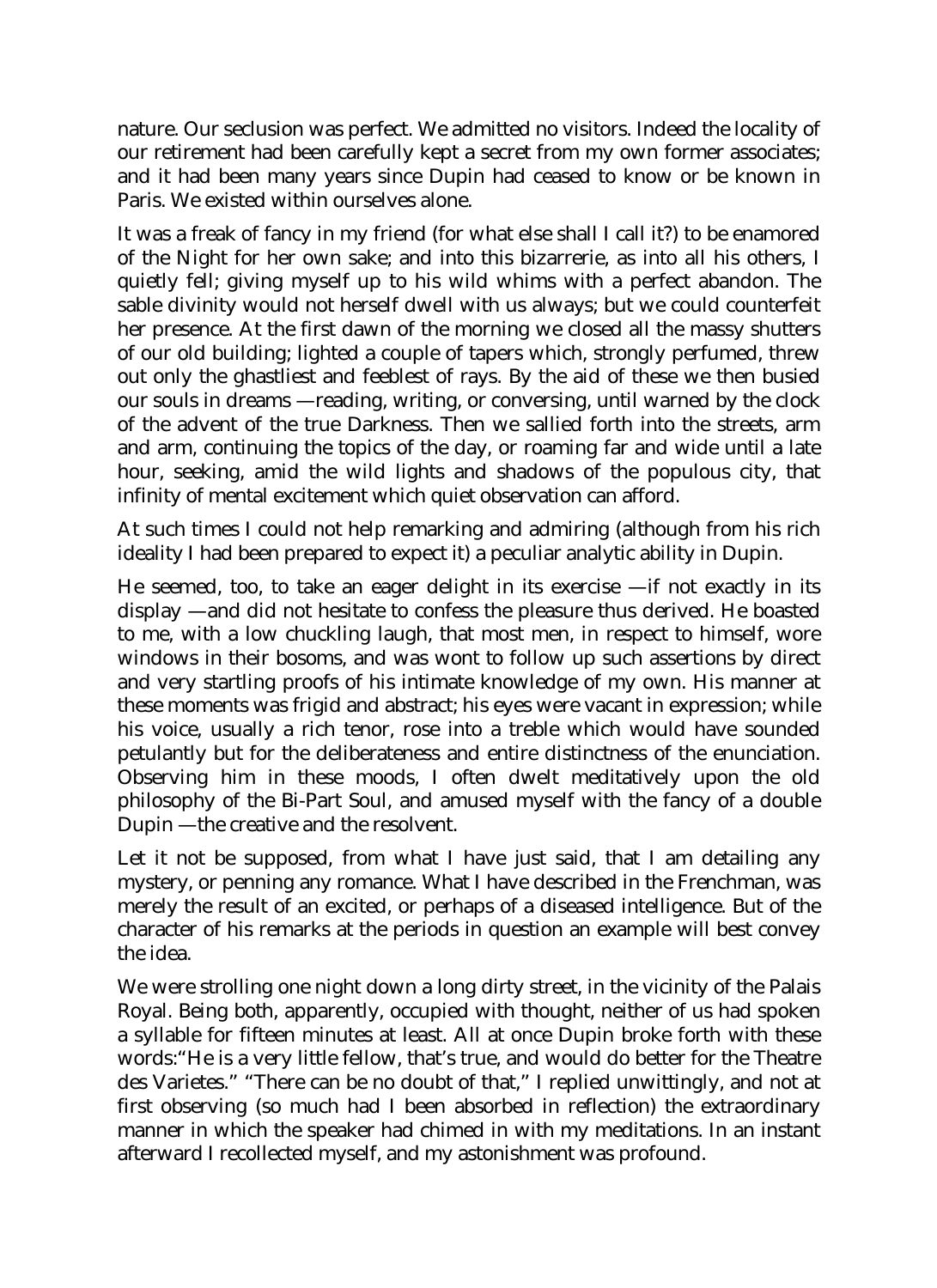nature. Our seclusion was perfect. We admitted no visitors. Indeed the locality of our retirement had been carefully kept a secret from my own former associates; and it had been many years since Dupin had ceased to know or be known in Paris. We existed within ourselves alone.

It was a freak of fancy in my friend (for what else shall I call it?) to be enamored of the Night for her own sake; and into this bizarrerie, as into all his others, I quietly fell; giving myself up to his wild whims with a perfect abandon. The sable divinity would not herself dwell with us always; but we could counterfeit her presence. At the first dawn of the morning we closed all the massy shutters of our old building; lighted a couple of tapers which, strongly perfumed, threw out only the ghastliest and feeblest of rays. By the aid of these we then busied our souls in dreams —reading, writing, or conversing, until warned by the clock of the advent of the true Darkness. Then we sallied forth into the streets, arm and arm, continuing the topics of the day, or roaming far and wide until a late hour, seeking, amid the wild lights and shadows of the populous city, that infinity of mental excitement which quiet observation can afford.

At such times I could not help remarking and admiring (although from his rich ideality I had been prepared to expect it) a peculiar analytic ability in Dupin.

He seemed, too, to take an eager delight in its exercise —if not exactly in its display —and did not hesitate to confess the pleasure thus derived. He boasted to me, with a low chuckling laugh, that most men, in respect to himself, wore windows in their bosoms, and was wont to follow up such assertions by direct and very startling proofs of his intimate knowledge of my own. His manner at these moments was frigid and abstract; his eyes were vacant in expression; while his voice, usually a rich tenor, rose into a treble which would have sounded petulantly but for the deliberateness and entire distinctness of the enunciation. Observing him in these moods, I often dwelt meditatively upon the old philosophy of the Bi-Part Soul, and amused myself with the fancy of a double Dupin —the creative and the resolvent.

Let it not be supposed, from what I have just said, that I am detailing any mystery, or penning any romance. What I have described in the Frenchman, was merely the result of an excited, or perhaps of a diseased intelligence. But of the character of his remarks at the periods in question an example will best convey the idea.

We were strolling one night down a long dirty street, in the vicinity of the Palais Royal. Being both, apparently, occupied with thought, neither of us had spoken a syllable for fifteen minutes at least. All at once Dupin broke forth with these words:"He is a very little fellow, that's true, and would do better for the Theatre des Varietes." "There can be no doubt of that," I replied unwittingly, and not at first observing (so much had I been absorbed in reflection) the extraordinary manner in which the speaker had chimed in with my meditations. In an instant afterward I recollected myself, and my astonishment was profound.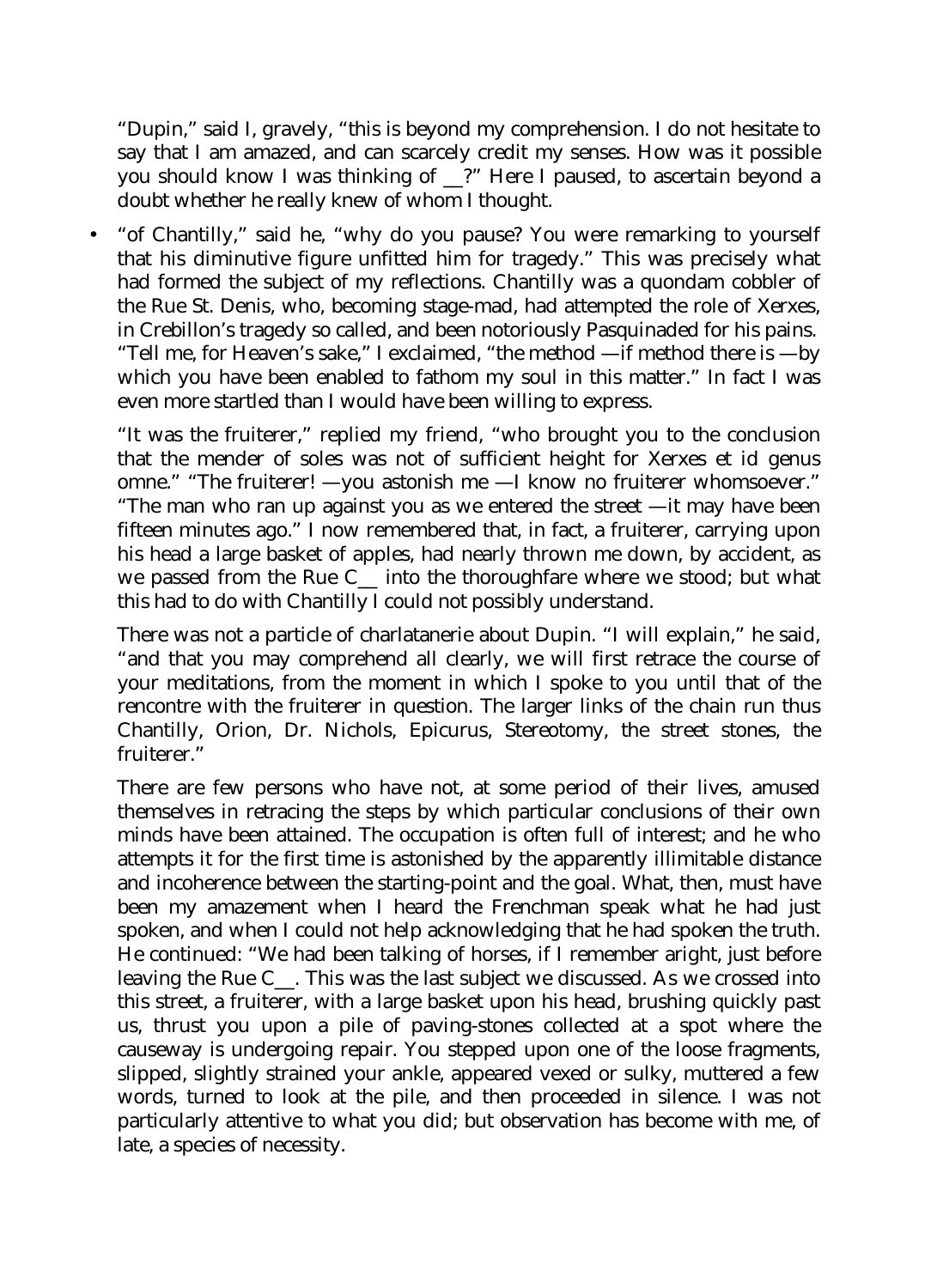"Dupin," said I, gravely, "this is beyond my comprehension. I do not hesitate to say that I am amazed, and can scarcely credit my senses. How was it possible you should know I was thinking of __?" Here I paused, to ascertain beyond a doubt whether he really knew of whom I thought.

- "of Chantilly," said he, "why do you pause? You were remarking to yourself that his diminutive figure unfitted him for tragedy." This was precisely what had formed the subject of my reflections. Chantilly was a quondam cobbler of the Rue St. Denis, who, becoming stage-mad, had attempted the role of Xerxes, in Crebillon's tragedy so called, and been notoriously Pasquinaded for his pains. "Tell me, for Heaven's sake," I exclaimed, "the method —if method there is —by which you have been enabled to fathom my soul in this matter." In fact I was even more startled than I would have been willing to express.

"It was the fruiterer," replied my friend, "who brought you to the conclusion that the mender of soles was not of sufficient height for Xerxes et id genus omne." "The fruiterer! —you astonish me —I know no fruiterer whomsoever." "The man who ran up against you as we entered the street —it may have been fifteen minutes ago." I now remembered that, in fact, a fruiterer, carrying upon his head a large basket of apples, had nearly thrown me down, by accident, as we passed from the Rue C__ into the thoroughfare where we stood; but what this had to do with Chantilly I could not possibly understand.

There was not a particle of charlatanerie about Dupin. "I will explain," he said, "and that you may comprehend all clearly, we will first retrace the course of your meditations, from the moment in which I spoke to you until that of the rencontre with the fruiterer in question. The larger links of the chain run thus Chantilly, Orion, Dr. Nichols, Epicurus, Stereotomy, the street stones, the fruiterer."

There are few persons who have not, at some period of their lives, amused themselves in retracing the steps by which particular conclusions of their own minds have been attained. The occupation is often full of interest; and he who attempts it for the first time is astonished by the apparently illimitable distance and incoherence between the starting-point and the goal. What, then, must have been my amazement when I heard the Frenchman speak what he had just spoken, and when I could not help acknowledging that he had spoken the truth. He continued: "We had been talking of horses, if I remember aright, just before leaving the Rue C__. This was the last subject we discussed. As we crossed into this street, a fruiterer, with a large basket upon his head, brushing quickly past us, thrust you upon a pile of paving-stones collected at a spot where the causeway is undergoing repair. You stepped upon one of the loose fragments, slipped, slightly strained your ankle, appeared vexed or sulky, muttered a few words, turned to look at the pile, and then proceeded in silence. I was not particularly attentive to what you did; but observation has become with me, of late, a species of necessity.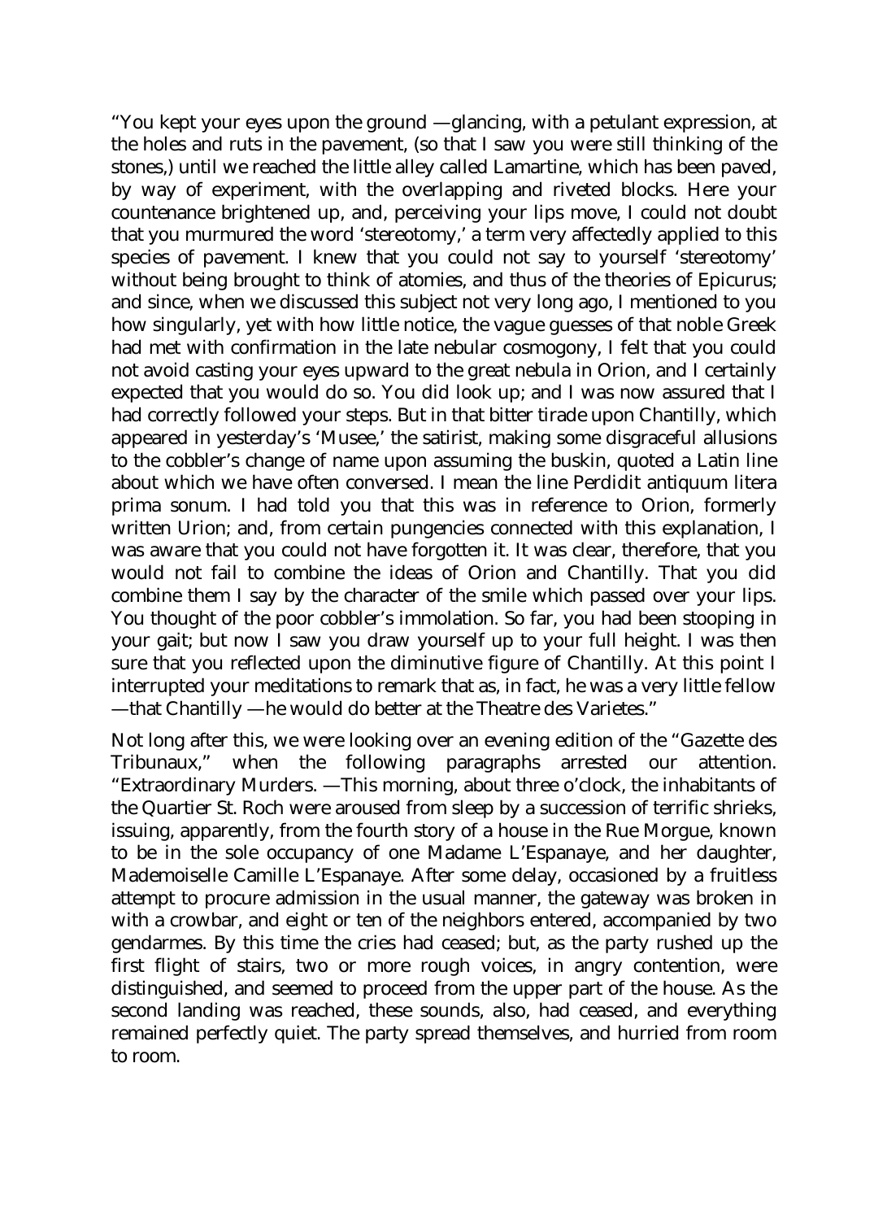"You kept your eyes upon the ground —glancing, with a petulant expression, at the holes and ruts in the pavement, (so that I saw you were still thinking of the stones,) until we reached the little alley called Lamartine, which has been paved, by way of experiment, with the overlapping and riveted blocks. Here your countenance brightened up, and, perceiving your lips move, I could not doubt that you murmured the word 'stereotomy,' a term very affectedly applied to this species of pavement. I knew that you could not say to yourself 'stereotomy' without being brought to think of atomies, and thus of the theories of Epicurus; and since, when we discussed this subject not very long ago, I mentioned to you how singularly, yet with how little notice, the vague guesses of that noble Greek had met with confirmation in the late nebular cosmogony, I felt that you could not avoid casting your eyes upward to the great nebula in Orion, and I certainly expected that you would do so. You did look up; and I was now assured that I had correctly followed your steps. But in that bitter tirade upon Chantilly, which appeared in yesterday's 'Musee,' the satirist, making some disgraceful allusions to the cobbler's change of name upon assuming the buskin, quoted a Latin line about which we have often conversed. I mean the line Perdidit antiquum litera prima sonum. I had told you that this was in reference to Orion, formerly written Urion; and, from certain pungencies connected with this explanation, I was aware that you could not have forgotten it. It was clear, therefore, that you would not fail to combine the ideas of Orion and Chantilly. That you did combine them I say by the character of the smile which passed over your lips. You thought of the poor cobbler's immolation. So far, you had been stooping in your gait; but now I saw you draw yourself up to your full height. I was then sure that you reflected upon the diminutive figure of Chantilly. At this point I interrupted your meditations to remark that as, in fact, he was a very little fellow —that Chantilly —he would do better at the Theatre des Varietes."

Not long after this, we were looking over an evening edition of the "Gazette des Tribunaux," when the following paragraphs arrested our attention. "Extraordinary Murders. —This morning, about three o'clock, the inhabitants of the Quartier St. Roch were aroused from sleep by a succession of terrific shrieks, issuing, apparently, from the fourth story of a house in the Rue Morgue, known to be in the sole occupancy of one Madame L'Espanaye, and her daughter, Mademoiselle Camille L'Espanaye. After some delay, occasioned by a fruitless attempt to procure admission in the usual manner, the gateway was broken in with a crowbar, and eight or ten of the neighbors entered, accompanied by two gendarmes. By this time the cries had ceased; but, as the party rushed up the first flight of stairs, two or more rough voices, in angry contention, were distinguished, and seemed to proceed from the upper part of the house. As the second landing was reached, these sounds, also, had ceased, and everything remained perfectly quiet. The party spread themselves, and hurried from room to room.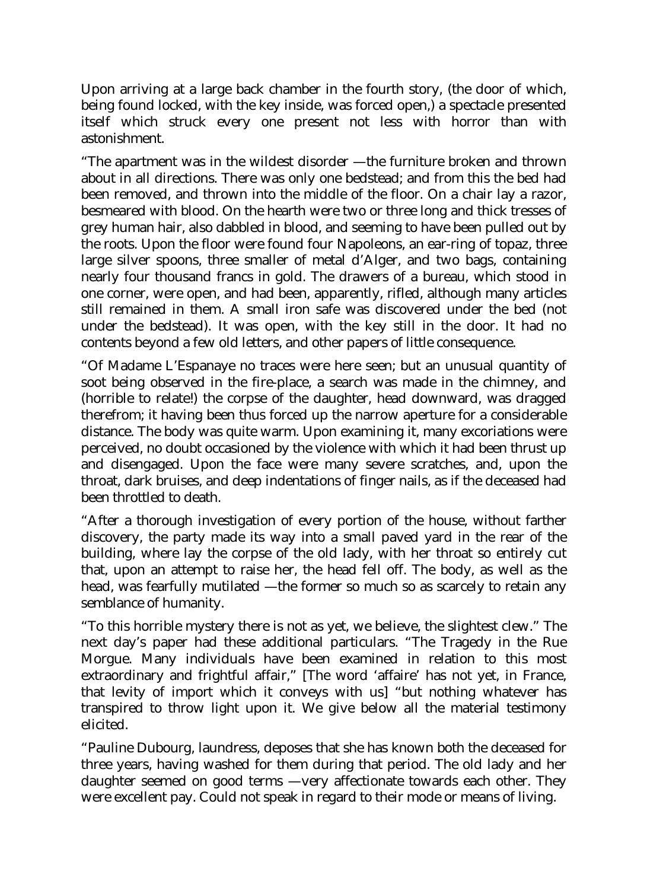Upon arriving at a large back chamber in the fourth story, (the door of which, being found locked, with the key inside, was forced open,) a spectacle presented itself which struck every one present not less with horror than with astonishment.

"The apartment was in the wildest disorder —the furniture broken and thrown about in all directions. There was only one bedstead; and from this the bed had been removed, and thrown into the middle of the floor. On a chair lay a razor, besmeared with blood. On the hearth were two or three long and thick tresses of grey human hair, also dabbled in blood, and seeming to have been pulled out by the roots. Upon the floor were found four Napoleons, an ear-ring of topaz, three large silver spoons, three smaller of metal d'Alger, and two bags, containing nearly four thousand francs in gold. The drawers of a bureau, which stood in one corner, were open, and had been, apparently, rifled, although many articles still remained in them. A small iron safe was discovered under the bed (not under the bedstead). It was open, with the key still in the door. It had no contents beyond a few old letters, and other papers of little consequence.

"Of Madame L'Espanaye no traces were here seen; but an unusual quantity of soot being observed in the fire-place, a search was made in the chimney, and (horrible to relate!) the corpse of the daughter, head downward, was dragged therefrom; it having been thus forced up the narrow aperture for a considerable distance. The body was quite warm. Upon examining it, many excoriations were perceived, no doubt occasioned by the violence with which it had been thrust up and disengaged. Upon the face were many severe scratches, and, upon the throat, dark bruises, and deep indentations of finger nails, as if the deceased had been throttled to death.

"After a thorough investigation of every portion of the house, without farther discovery, the party made its way into a small paved yard in the rear of the building, where lay the corpse of the old lady, with her throat so entirely cut that, upon an attempt to raise her, the head fell off. The body, as well as the head, was fearfully mutilated —the former so much so as scarcely to retain any semblance of humanity.

"To this horrible mystery there is not as yet, we believe, the slightest clew." The next day's paper had these additional particulars. "The Tragedy in the Rue Morgue. Many individuals have been examined in relation to this most extraordinary and frightful affair," [The word 'affaire' has not yet, in France, that levity of import which it conveys with us] "but nothing whatever has transpired to throw light upon it. We give below all the material testimony elicited.

"Pauline Dubourg, laundress, deposes that she has known both the deceased for three years, having washed for them during that period. The old lady and her daughter seemed on good terms —very affectionate towards each other. They were excellent pay. Could not speak in regard to their mode or means of living.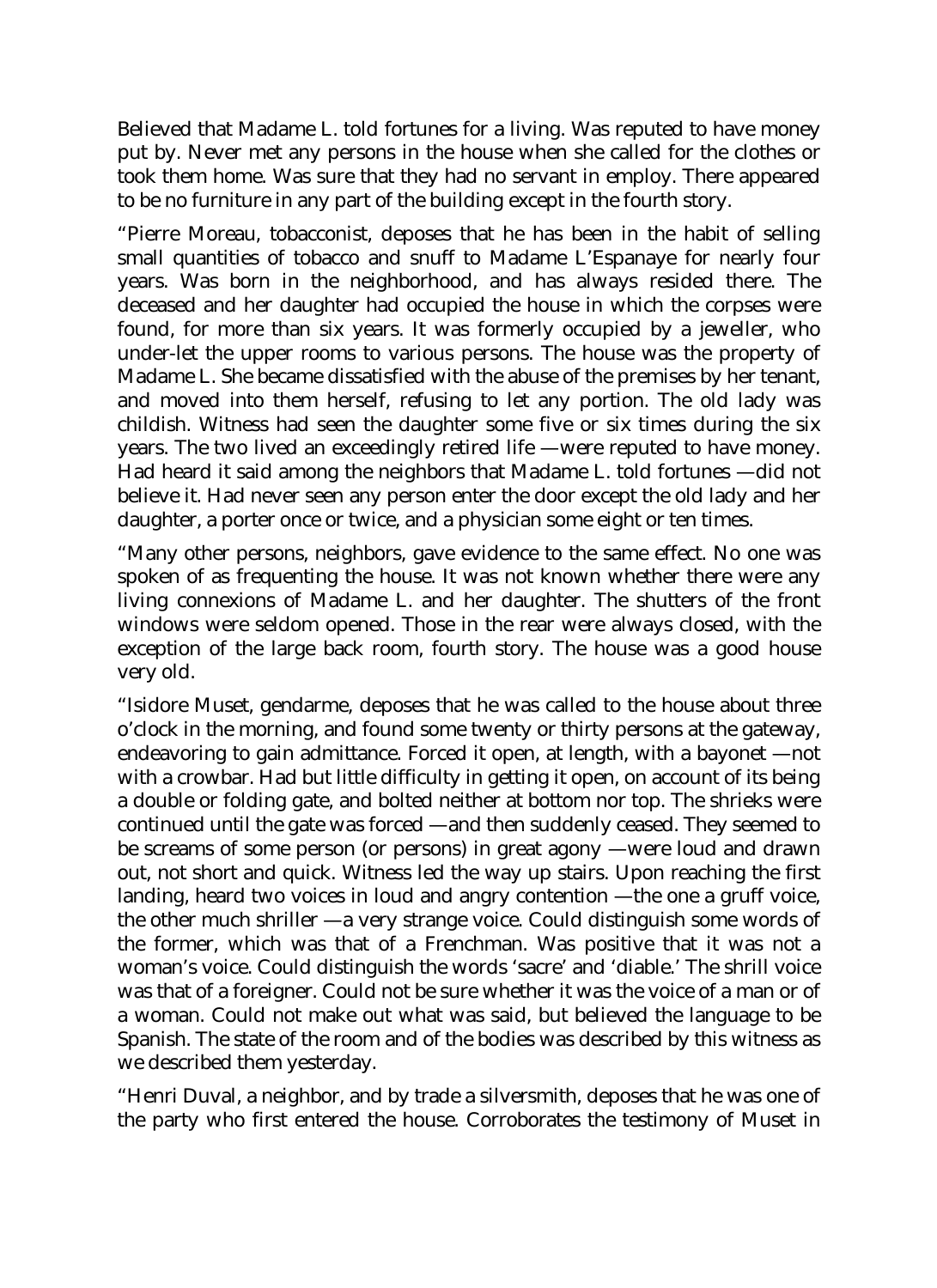Believed that Madame L. told fortunes for a living. Was reputed to have money put by. Never met any persons in the house when she called for the clothes or took them home. Was sure that they had no servant in employ. There appeared to be no furniture in any part of the building except in the fourth story.

"Pierre Moreau, tobacconist, deposes that he has been in the habit of selling small quantities of tobacco and snuff to Madame L'Espanaye for nearly four years. Was born in the neighborhood, and has always resided there. The deceased and her daughter had occupied the house in which the corpses were found, for more than six years. It was formerly occupied by a jeweller, who under-let the upper rooms to various persons. The house was the property of Madame L. She became dissatisfied with the abuse of the premises by her tenant, and moved into them herself, refusing to let any portion. The old lady was childish. Witness had seen the daughter some five or six times during the six years. The two lived an exceedingly retired life —were reputed to have money. Had heard it said among the neighbors that Madame L. told fortunes —did not believe it. Had never seen any person enter the door except the old lady and her daughter, a porter once or twice, and a physician some eight or ten times.

"Many other persons, neighbors, gave evidence to the same effect. No one was spoken of as frequenting the house. It was not known whether there were any living connexions of Madame L. and her daughter. The shutters of the front windows were seldom opened. Those in the rear were always closed, with the exception of the large back room, fourth story. The house was a good house very old.

"Isidore Muset, gendarme, deposes that he was called to the house about three o'clock in the morning, and found some twenty or thirty persons at the gateway, endeavoring to gain admittance. Forced it open, at length, with a bayonet —not with a crowbar. Had but little difficulty in getting it open, on account of its being a double or folding gate, and bolted neither at bottom nor top. The shrieks were continued until the gate was forced —and then suddenly ceased. They seemed to be screams of some person (or persons) in great agony —were loud and drawn out, not short and quick. Witness led the way up stairs. Upon reaching the first landing, heard two voices in loud and angry contention —the one a gruff voice, the other much shriller —a very strange voice. Could distinguish some words of the former, which was that of a Frenchman. Was positive that it was not a woman's voice. Could distinguish the words 'sacre' and 'diable.' The shrill voice was that of a foreigner. Could not be sure whether it was the voice of a man or of a woman. Could not make out what was said, but believed the language to be Spanish. The state of the room and of the bodies was described by this witness as we described them yesterday.

"Henri Duval, a neighbor, and by trade a silversmith, deposes that he was one of the party who first entered the house. Corroborates the testimony of Muset in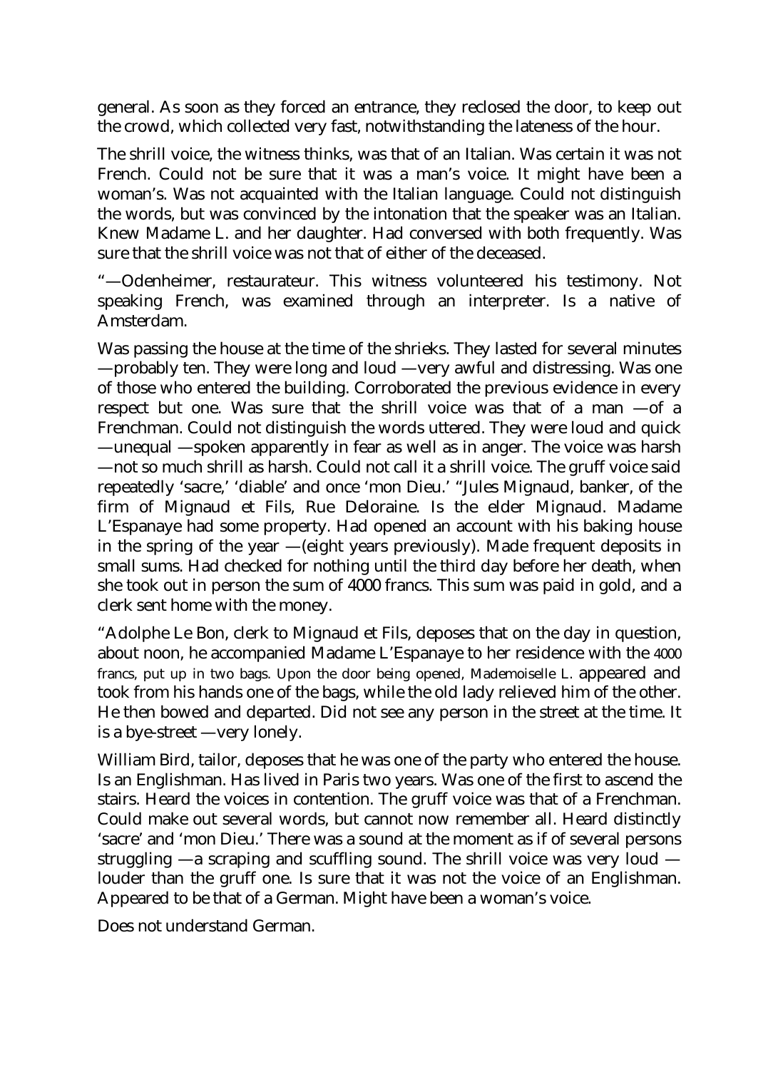general. As soon as they forced an entrance, they reclosed the door, to keep out the crowd, which collected very fast, notwithstanding the lateness of the hour.

The shrill voice, the witness thinks, was that of an Italian. Was certain it was not French. Could not be sure that it was a man's voice. It might have been a woman's. Was not acquainted with the Italian language. Could not distinguish the words, but was convinced by the intonation that the speaker was an Italian. Knew Madame L. and her daughter. Had conversed with both frequently. Was sure that the shrill voice was not that of either of the deceased.

"—Odenheimer, restaurateur. This witness volunteered his testimony. Not speaking French, was examined through an interpreter. Is a native of Amsterdam.

Was passing the house at the time of the shrieks. They lasted for several minutes —probably ten. They were long and loud —very awful and distressing. Was one of those who entered the building. Corroborated the previous evidence in every respect but one. Was sure that the shrill voice was that of a man —of a Frenchman. Could not distinguish the words uttered. They were loud and quick —unequal —spoken apparently in fear as well as in anger. The voice was harsh —not so much shrill as harsh. Could not call it a shrill voice. The gruff voice said repeatedly 'sacre,' 'diable' and once 'mon Dieu.' "Jules Mignaud, banker, of the firm of Mignaud et Fils, Rue Deloraine. Is the elder Mignaud. Madame L'Espanaye had some property. Had opened an account with his baking house in the spring of the year —(eight years previously). Made frequent deposits in small sums. Had checked for nothing until the third day before her death, when she took out in person the sum of 4000 francs. This sum was paid in gold, and a clerk sent home with the money.

"Adolphe Le Bon, clerk to Mignaud et Fils, deposes that on the day in question, about noon, he accompanied Madame L'Espanaye to her residence with the 4000 francs, put up in two bags. Upon the door being opened, Mademoiselle L. appeared and took from his hands one of the bags, while the old lady relieved him of the other. He then bowed and departed. Did not see any person in the street at the time. It is a bye-street —very lonely.

William Bird, tailor, deposes that he was one of the party who entered the house. Is an Englishman. Has lived in Paris two years. Was one of the first to ascend the stairs. Heard the voices in contention. The gruff voice was that of a Frenchman. Could make out several words, but cannot now remember all. Heard distinctly 'sacre' and 'mon Dieu.' There was a sound at the moment as if of several persons struggling —a scraping and scuffling sound. The shrill voice was very loud —louder than the gruff one. Is sure that it was not the voice of an Englishman. Appeared to be that of a German. Might have been a woman's voice.

Does not understand German.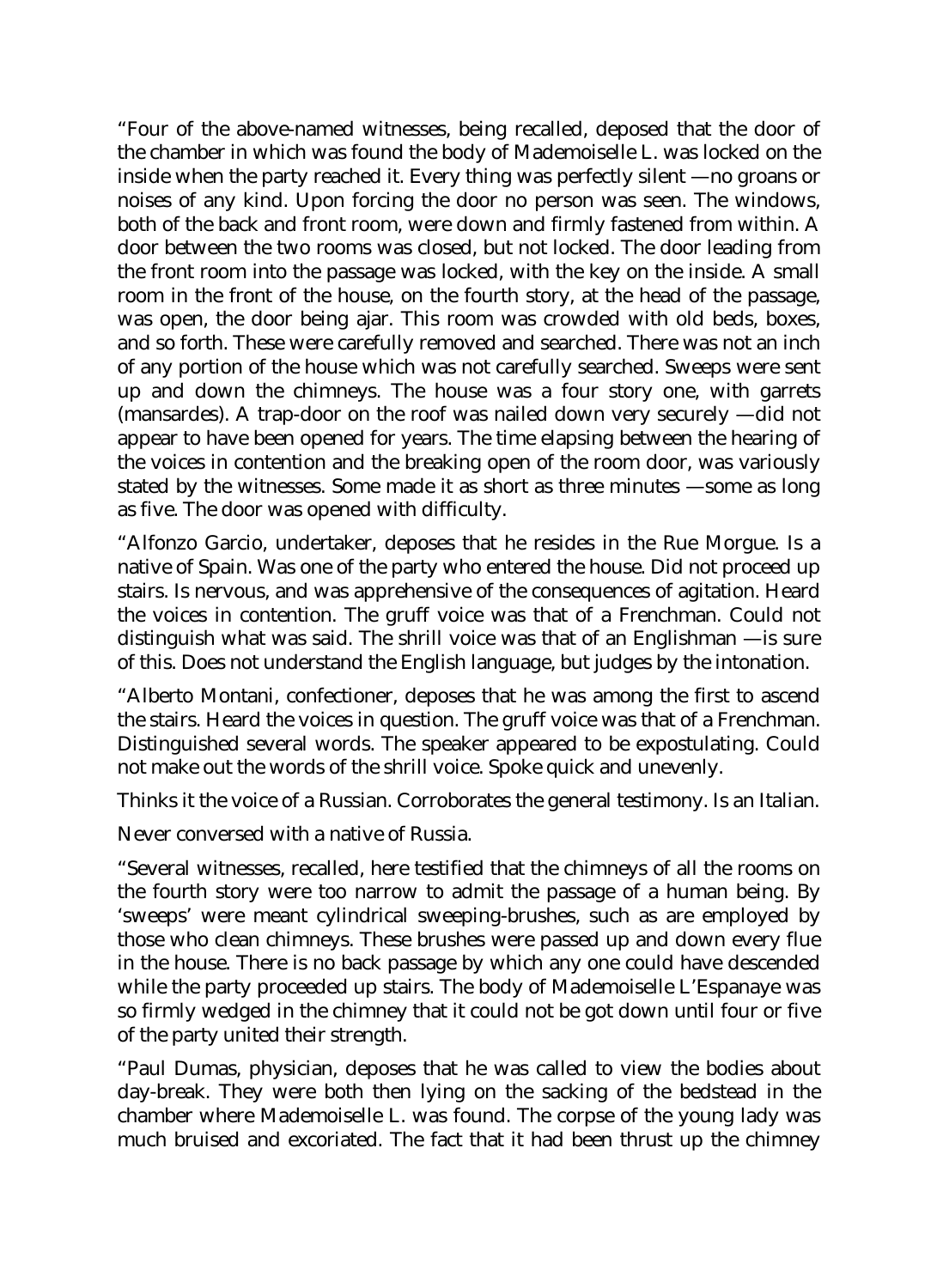"Four of the above-named witnesses, being recalled, deposed that the door of the chamber in which was found the body of Mademoiselle L. was locked on the inside when the party reached it. Every thing was perfectly silent —no groans or noises of any kind. Upon forcing the door no person was seen. The windows, both of the back and front room, were down and firmly fastened from within. A door between the two rooms was closed, but not locked. The door leading from the front room into the passage was locked, with the key on the inside. A small room in the front of the house, on the fourth story, at the head of the passage, was open, the door being ajar. This room was crowded with old beds, boxes, and so forth. These were carefully removed and searched. There was not an inch of any portion of the house which was not carefully searched. Sweeps were sent up and down the chimneys. The house was a four story one, with garrets (mansardes). A trap-door on the roof was nailed down very securely —did not appear to have been opened for years. The time elapsing between the hearing of the voices in contention and the breaking open of the room door, was variously stated by the witnesses. Some made it as short as three minutes —some as long as five. The door was opened with difficulty.

"Alfonzo Garcio, undertaker, deposes that he resides in the Rue Morgue. Is a native of Spain. Was one of the party who entered the house. Did not proceed up stairs. Is nervous, and was apprehensive of the consequences of agitation. Heard the voices in contention. The gruff voice was that of a Frenchman. Could not distinguish what was said. The shrill voice was that of an Englishman —is sure of this. Does not understand the English language, but judges by the intonation.

"Alberto Montani, confectioner, deposes that he was among the first to ascend the stairs. Heard the voices in question. The gruff voice was that of a Frenchman. Distinguished several words. The speaker appeared to be expostulating. Could not make out the words of the shrill voice. Spoke quick and unevenly.

Thinks it the voice of a Russian. Corroborates the general testimony. Is an Italian.

Never conversed with a native of Russia.

"Several witnesses, recalled, here testified that the chimneys of all the rooms on the fourth story were too narrow to admit the passage of a human being. By 'sweeps' were meant cylindrical sweeping-brushes, such as are employed by those who clean chimneys. These brushes were passed up and down every flue in the house. There is no back passage by which any one could have descended while the party proceeded up stairs. The body of Mademoiselle L'Espanaye was so firmly wedged in the chimney that it could not be got down until four or five of the party united their strength.

"Paul Dumas, physician, deposes that he was called to view the bodies about day-break. They were both then lying on the sacking of the bedstead in the chamber where Mademoiselle L. was found. The corpse of the young lady was much bruised and excoriated. The fact that it had been thrust up the chimney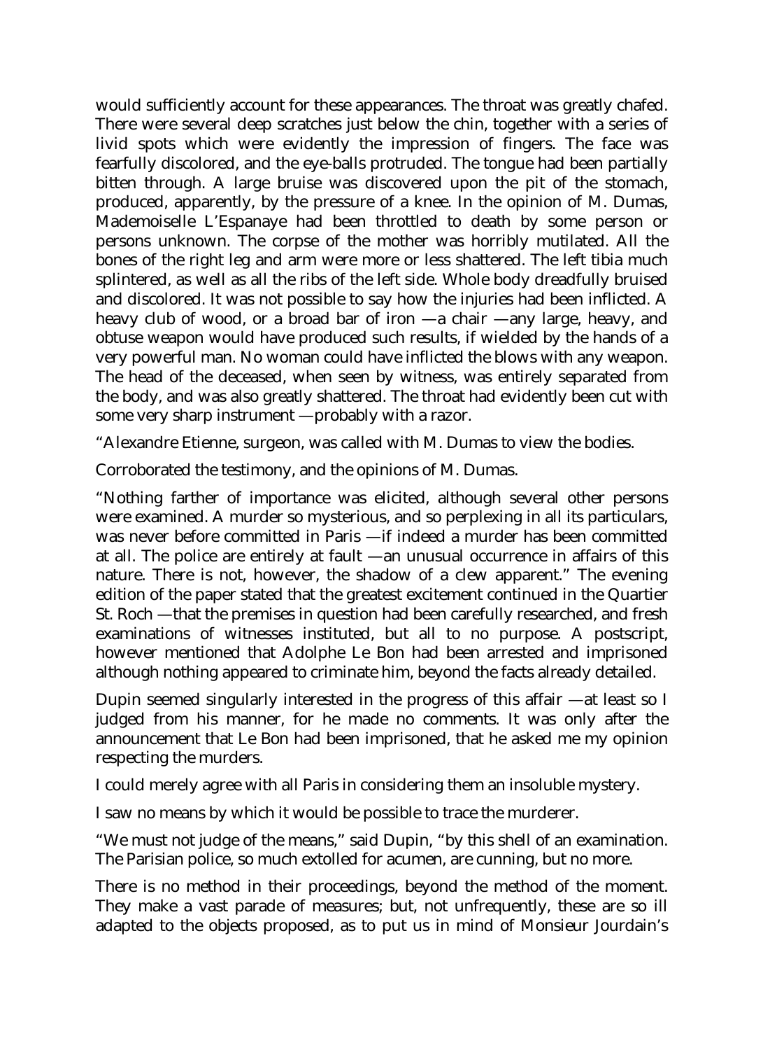would sufficiently account for these appearances. The throat was greatly chafed. There were several deep scratches just below the chin, together with a series of livid spots which were evidently the impression of fingers. The face was fearfully discolored, and the eye-balls protruded. The tongue had been partially bitten through. A large bruise was discovered upon the pit of the stomach, produced, apparently, by the pressure of a knee. In the opinion of M. Dumas, Mademoiselle L'Espanaye had been throttled to death by some person or persons unknown. The corpse of the mother was horribly mutilated. All the bones of the right leg and arm were more or less shattered. The left tibia much splintered, as well as all the ribs of the left side. Whole body dreadfully bruised and discolored. It was not possible to say how the injuries had been inflicted. A heavy club of wood, or a broad bar of iron —a chair —any large, heavy, and obtuse weapon would have produced such results, if wielded by the hands of a very powerful man. No woman could have inflicted the blows with any weapon. The head of the deceased, when seen by witness, was entirely separated from the body, and was also greatly shattered. The throat had evidently been cut with some very sharp instrument —probably with a razor.

"Alexandre Etienne, surgeon, was called with M. Dumas to view the bodies.

Corroborated the testimony, and the opinions of M. Dumas.

"Nothing farther of importance was elicited, although several other persons were examined. A murder so mysterious, and so perplexing in all its particulars, was never before committed in Paris —if indeed a murder has been committed at all. The police are entirely at fault —an unusual occurrence in affairs of this nature. There is not, however, the shadow of a clew apparent." The evening edition of the paper stated that the greatest excitement continued in the Quartier St. Roch —that the premises in question had been carefully researched, and fresh examinations of witnesses instituted, but all to no purpose. A postscript, however mentioned that Adolphe Le Bon had been arrested and imprisoned although nothing appeared to criminate him, beyond the facts already detailed.

Dupin seemed singularly interested in the progress of this affair —at least so I judged from his manner, for he made no comments. It was only after the announcement that Le Bon had been imprisoned, that he asked me my opinion respecting the murders.

I could merely agree with all Paris in considering them an insoluble mystery.

I saw no means by which it would be possible to trace the murderer.

"We must not judge of the means," said Dupin, "by this shell of an examination. The Parisian police, so much extolled for acumen, are cunning, but no more.

There is no method in their proceedings, beyond the method of the moment. They make a vast parade of measures; but, not unfrequently, these are so ill adapted to the objects proposed, as to put us in mind of Monsieur Jourdain's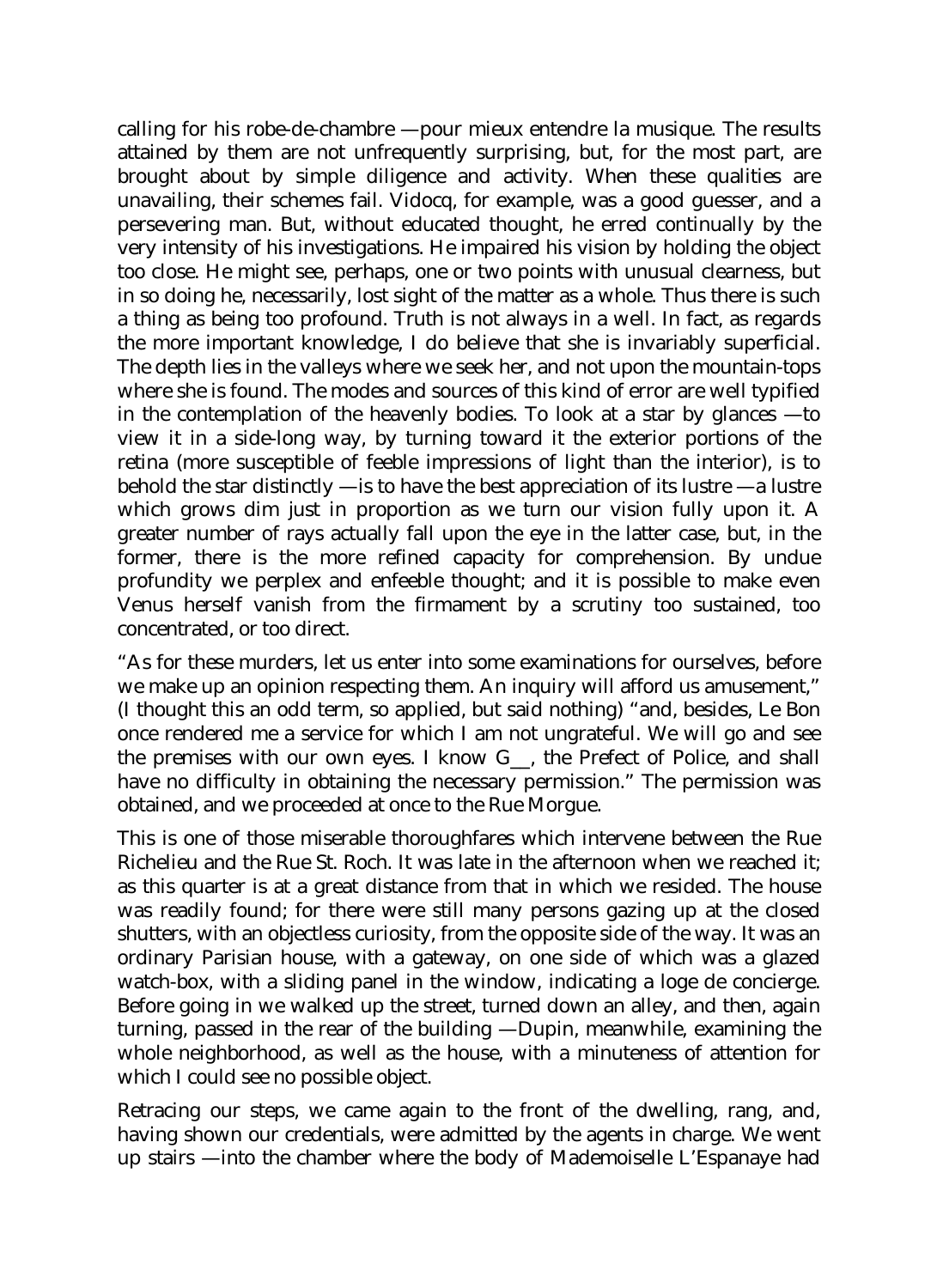calling for his robe-de-chambre —pour mieux entendre la musique. The results attained by them are not unfrequently surprising, but, for the most part, are brought about by simple diligence and activity. When these qualities are unavailing, their schemes fail. Vidocq, for example, was a good guesser, and a persevering man. But, without educated thought, he erred continually by the very intensity of his investigations. He impaired his vision by holding the object too close. He might see, perhaps, one or two points with unusual clearness, but in so doing he, necessarily, lost sight of the matter as a whole. Thus there is such a thing as being too profound. Truth is not always in a well. In fact, as regards the more important knowledge, I do believe that she is invariably superficial. The depth lies in the valleys where we seek her, and not upon the mountain-tops where she is found. The modes and sources of this kind of error are well typified in the contemplation of the heavenly bodies. To look at a star by glances —to view it in a side-long way, by turning toward it the exterior portions of the retina (more susceptible of feeble impressions of light than the interior), is to behold the star distinctly —is to have the best appreciation of its lustre —a lustre which grows dim just in proportion as we turn our vision fully upon it. A greater number of rays actually fall upon the eye in the latter case, but, in the former, there is the more refined capacity for comprehension. By undue profundity we perplex and enfeeble thought; and it is possible to make even Venus herself vanish from the firmament by a scrutiny too sustained, too concentrated, or too direct.

"As for these murders, let us enter into some examinations for ourselves, before we make up an opinion respecting them. An inquiry will afford us amusement," (I thought this an odd term, so applied, but said nothing) "and, besides, Le Bon once rendered me a service for which I am not ungrateful. We will go and see the premises with our own eyes. I know G__, the Prefect of Police, and shall have no difficulty in obtaining the necessary permission." The permission was obtained, and we proceeded at once to the Rue Morgue.

This is one of those miserable thoroughfares which intervene between the Rue Richelieu and the Rue St. Roch. It was late in the afternoon when we reached it; as this quarter is at a great distance from that in which we resided. The house was readily found; for there were still many persons gazing up at the closed shutters, with an objectless curiosity, from the opposite side of the way. It was an ordinary Parisian house, with a gateway, on one side of which was a glazed watch-box, with a sliding panel in the window, indicating a loge de concierge. Before going in we walked up the street, turned down an alley, and then, again turning, passed in the rear of the building —Dupin, meanwhile, examining the whole neighborhood, as well as the house, with a minuteness of attention for which I could see no possible object.

Retracing our steps, we came again to the front of the dwelling, rang, and, having shown our credentials, were admitted by the agents in charge. We went up stairs —into the chamber where the body of Mademoiselle L'Espanaye had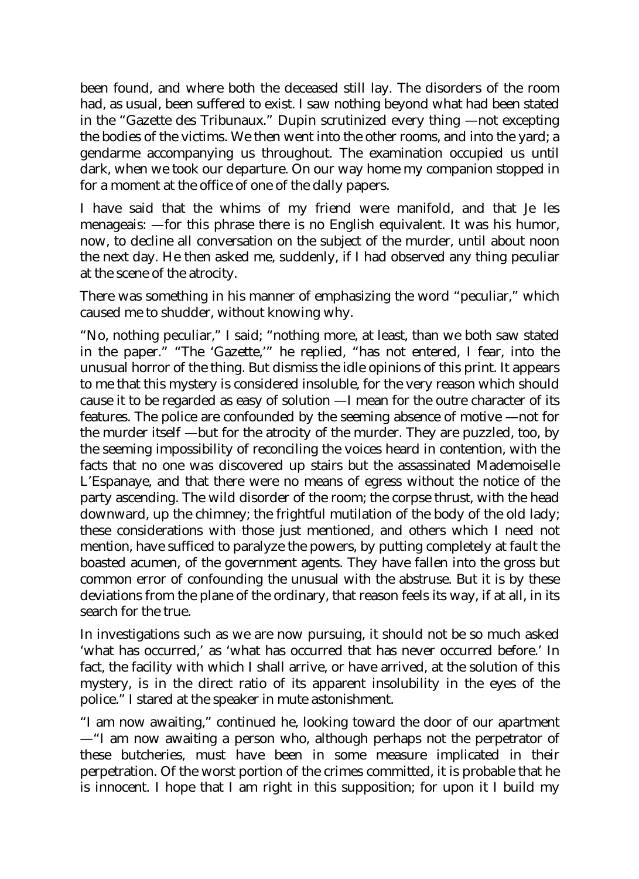been found, and where both the deceased still lay. The disorders of the room had, as usual, been suffered to exist. I saw nothing beyond what had been stated in the "Gazette des Tribunaux." Dupin scrutinized every thing —not excepting the bodies of the victims. We then went into the other rooms, and into the yard; a gendarme accompanying us throughout. The examination occupied us until dark, when we took our departure. On our way home my companion stopped in for a moment at the office of one of the dally papers.

I have said that the whims of my friend were manifold, and that Je les menageais: —for this phrase there is no English equivalent. It was his humor, now, to decline all conversation on the subject of the murder, until about noon the next day. He then asked me, suddenly, if I had observed any thing peculiar at the scene of the atrocity.

There was something in his manner of emphasizing the word "peculiar," which caused me to shudder, without knowing why.

"No, nothing peculiar," I said; "nothing more, at least, than we both saw stated in the paper." "The 'Gazette,'" he replied, "has not entered, I fear, into the unusual horror of the thing. But dismiss the idle opinions of this print. It appears to me that this mystery is considered insoluble, for the very reason which should cause it to be regarded as easy of solution —I mean for the outre character of its features. The police are confounded by the seeming absence of motive —not for the murder itself —but for the atrocity of the murder. They are puzzled, too, by the seeming impossibility of reconciling the voices heard in contention, with the facts that no one was discovered up stairs but the assassinated Mademoiselle L'Espanaye, and that there were no means of egress without the notice of the party ascending. The wild disorder of the room; the corpse thrust, with the head downward, up the chimney; the frightful mutilation of the body of the old lady; these considerations with those just mentioned, and others which I need not mention, have sufficed to paralyze the powers, by putting completely at fault the boasted acumen, of the government agents. They have fallen into the gross but common error of confounding the unusual with the abstruse. But it is by these deviations from the plane of the ordinary, that reason feels its way, if at all, in its search for the true.

In investigations such as we are now pursuing, it should not be so much asked 'what has occurred,' as 'what has occurred that has never occurred before.' In fact, the facility with which I shall arrive, or have arrived, at the solution of this mystery, is in the direct ratio of its apparent insolubility in the eyes of the police." I stared at the speaker in mute astonishment.

"I am now awaiting," continued he, looking toward the door of our apartment —"I am now awaiting a person who, although perhaps not the perpetrator of these butcheries, must have been in some measure implicated in their perpetration. Of the worst portion of the crimes committed, it is probable that he is innocent. I hope that I am right in this supposition; for upon it I build my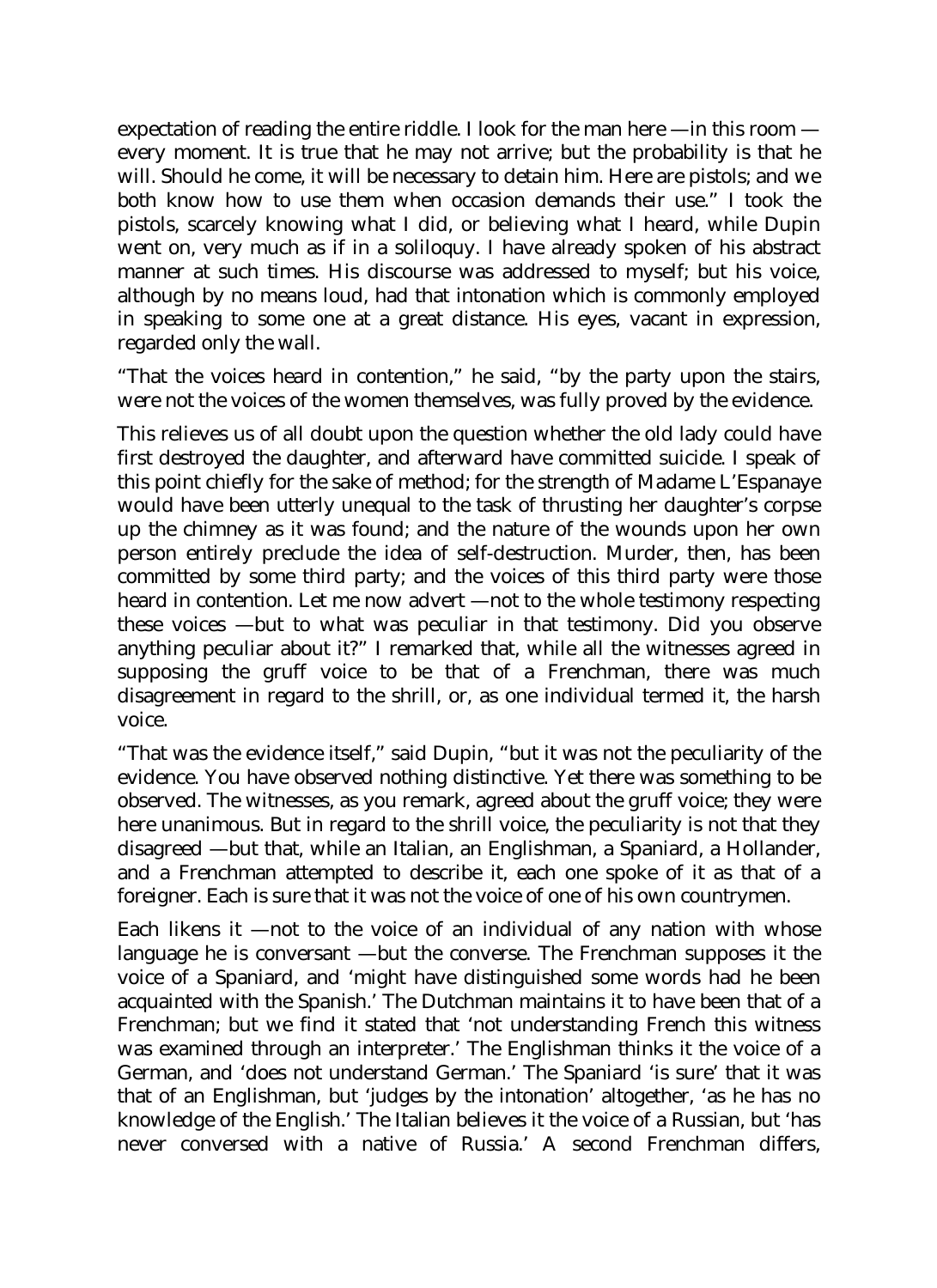expectation of reading the entire riddle. I look for the man here — in this room — every moment. It is true that he may not arrive; but the probability is that he will. Should he come, it will be necessary to detain him. Here are pistols; and we both know how to use them when occasion demands their use." I took the pistols, scarcely knowing what I did, or believing what I heard, while Dupin went on, very much as if in a soliloquy. I have already spoken of his abstract manner at such times. His discourse was addressed to myself; but his voice, although by no means loud, had that intonation which is commonly employed in speaking to some one at a great distance. His eyes, vacant in expression, regarded only the wall.

"That the voices heard in contention," he said, "by the party upon the stairs, were not the voices of the women themselves, was fully proved by the evidence.

This relieves us of all doubt upon the question whether the old lady could have first destroyed the daughter, and afterward have committed suicide. I speak of this point chiefly for the sake of method; for the strength of Madame L'Espanaye would have been utterly unequal to the task of thrusting her daughter's corpse up the chimney as it was found; and the nature of the wounds upon her own person entirely preclude the idea of self-destruction. Murder, then, has been committed by some third party; and the voices of this third party were those heard in contention. Let me now advert — not to the whole testimony respecting these voices — but to what was peculiar in that testimony. Did you observe anything peculiar about it?" I remarked that, while all the witnesses agreed in supposing the gruff voice to be that of a Frenchman, there was much disagreement in regard to the shrill, or, as one individual termed it, the harsh voice.

"That was the evidence itself," said Dupin, "but it was not the peculiarity of the evidence. You have observed nothing distinctive. Yet there was something to be observed. The witnesses, as you remark, agreed about the gruff voice; they were here unanimous. But in regard to the shrill voice, the peculiarity is not that they disagreed — but that, while an Italian, an Englishman, a Spaniard, a Hollander, and a Frenchman attempted to describe it, each one spoke of it as that of a foreigner. Each is sure that it was not the voice of one of his own countrymen.

Each likens it — not to the voice of an individual of any nation with whose language he is conversant — but the converse. The Frenchman supposes it the voice of a Spaniard, and 'might have distinguished some words had he been acquainted with the Spanish.' The Dutchman maintains it to have been that of a Frenchman; but we find it stated that 'not understanding French this witness was examined through an interpreter.' The Englishman thinks it the voice of a German, and 'does not understand German.' The Spaniard 'is sure' that it was that of an Englishman, but 'judges by the intonation' altogether, 'as he has no knowledge of the English.' The Italian believes it the voice of a Russian, but 'has never conversed with a native of Russia.' A second Frenchman differs,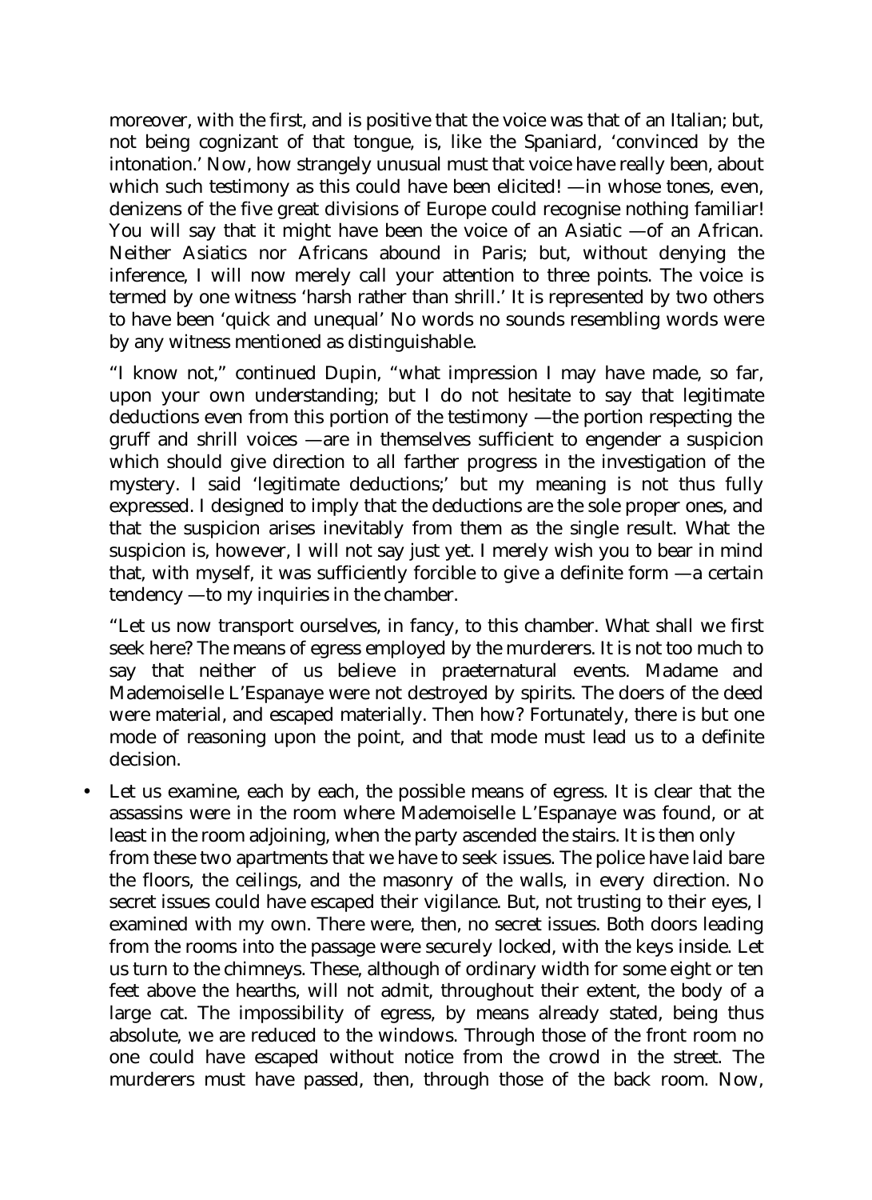moreover, with the first, and is positive that the voice was that of an Italian; but, not being cognizant of that tongue, is, like the Spaniard, 'convinced by the intonation.' Now, how strangely unusual must that voice have really been, about which such testimony as this could have been elicited! —in whose tones, even, denizens of the five great divisions of Europe could recognise nothing familiar! You will say that it might have been the voice of an Asiatic —of an African. Neither Asiatics nor Africans abound in Paris; but, without denying the inference, I will now merely call your attention to three points. The voice is termed by one witness 'harsh rather than shrill.' It is represented by two others to have been 'quick and unequal' No words no sounds resembling words were by any witness mentioned as distinguishable.

"I know not," continued Dupin, "what impression I may have made, so far, upon your own understanding; but I do not hesitate to say that legitimate deductions even from this portion of the testimony —the portion respecting the gruff and shrill voices —are in themselves sufficient to engender a suspicion which should give direction to all farther progress in the investigation of the mystery. I said 'legitimate deductions;' but my meaning is not thus fully expressed. I designed to imply that the deductions are the sole proper ones, and that the suspicion arises inevitably from them as the single result. What the suspicion is, however, I will not say just yet. I merely wish you to bear in mind that, with myself, it was sufficiently forcible to give a definite form —a certain tendency —to my inquiries in the chamber.

"Let us now transport ourselves, in fancy, to this chamber. What shall we first seek here? The means of egress employed by the murderers. It is not too much to say that neither of us believe in praeternatural events. Madame and Mademoiselle L'Espanaye were not destroyed by spirits. The doers of the deed were material, and escaped materially. Then how? Fortunately, there is but one mode of reasoning upon the point, and that mode must lead us to a definite decision.

- Let us examine, each by each, the possible means of egress. It is clear that the assassins were in the room where Mademoiselle L'Espanaye was found, or at least in the room adjoining, when the party ascended the stairs. It is then only from these two apartments that we have to seek issues. The police have laid bare the floors, the ceilings, and the masonry of the walls, in every direction. No secret issues could have escaped their vigilance. But, not trusting to their eyes, I examined with my own. There were, then, no secret issues. Both doors leading from the rooms into the passage were securely locked, with the keys inside. Let us turn to the chimneys. These, although of ordinary width for some eight or ten feet above the hearths, will not admit, throughout their extent, the body of a large cat. The impossibility of egress, by means already stated, being thus absolute, we are reduced to the windows. Through those of the front room no one could have escaped without notice from the crowd in the street. The murderers must have passed, then, through those of the back room. Now,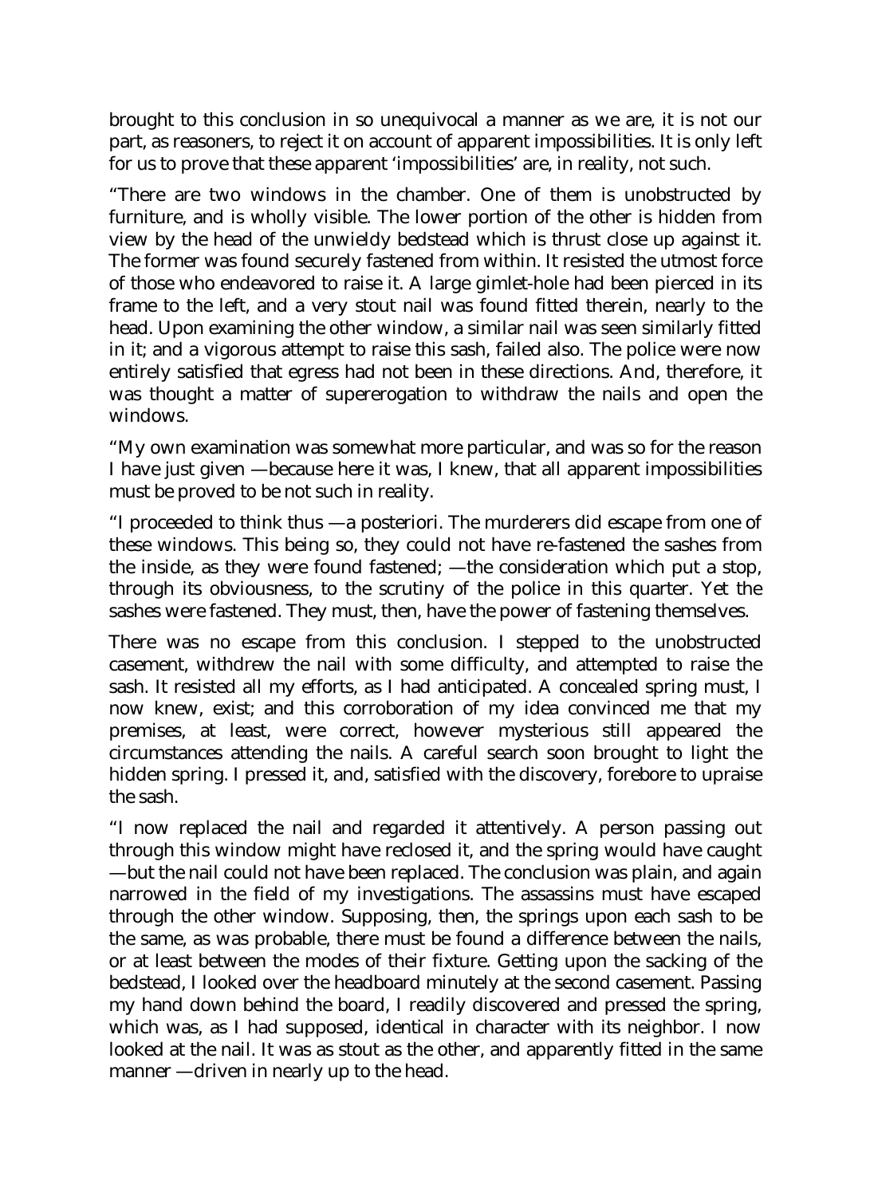brought to this conclusion in so unequivocal a manner as we are, it is not our part, as reasoners, to reject it on account of apparent impossibilities. It is only left for us to prove that these apparent 'impossibilities' are, in reality, not such.

"There are two windows in the chamber. One of them is unobstructed by furniture, and is wholly visible. The lower portion of the other is hidden from view by the head of the unwieldy bedstead which is thrust close up against it. The former was found securely fastened from within. It resisted the utmost force of those who endeavored to raise it. A large gimlet-hole had been pierced in its frame to the left, and a very stout nail was found fitted therein, nearly to the head. Upon examining the other window, a similar nail was seen similarly fitted in it; and a vigorous attempt to raise this sash, failed also. The police were now entirely satisfied that egress had not been in these directions. And, therefore, it was thought a matter of supererogation to withdraw the nails and open the windows.

"My own examination was somewhat more particular, and was so for the reason I have just given —because here it was, I knew, that all apparent impossibilities must be proved to be not such in reality.

"I proceeded to think thus —a posteriori. The murderers did escape from one of these windows. This being so, they could not have re-fastened the sashes from the inside, as they were found fastened; —the consideration which put a stop, through its obviousness, to the scrutiny of the police in this quarter. Yet the sashes were fastened. They must, then, have the power of fastening themselves.

There was no escape from this conclusion. I stepped to the unobstructed casement, withdrew the nail with some difficulty, and attempted to raise the sash. It resisted all my efforts, as I had anticipated. A concealed spring must, I now knew, exist; and this corroboration of my idea convinced me that my premises, at least, were correct, however mysterious still appeared the circumstances attending the nails. A careful search soon brought to light the hidden spring. I pressed it, and, satisfied with the discovery, forebore to upraise the sash.

"I now replaced the nail and regarded it attentively. A person passing out through this window might have reclosed it, and the spring would have caught —but the nail could not have been replaced. The conclusion was plain, and again narrowed in the field of my investigations. The assassins must have escaped through the other window. Supposing, then, the springs upon each sash to be the same, as was probable, there must be found a difference between the nails, or at least between the modes of their fixture. Getting upon the sacking of the bedstead, I looked over the headboard minutely at the second casement. Passing my hand down behind the board, I readily discovered and pressed the spring, which was, as I had supposed, identical in character with its neighbor. I now looked at the nail. It was as stout as the other, and apparently fitted in the same manner —driven in nearly up to the head.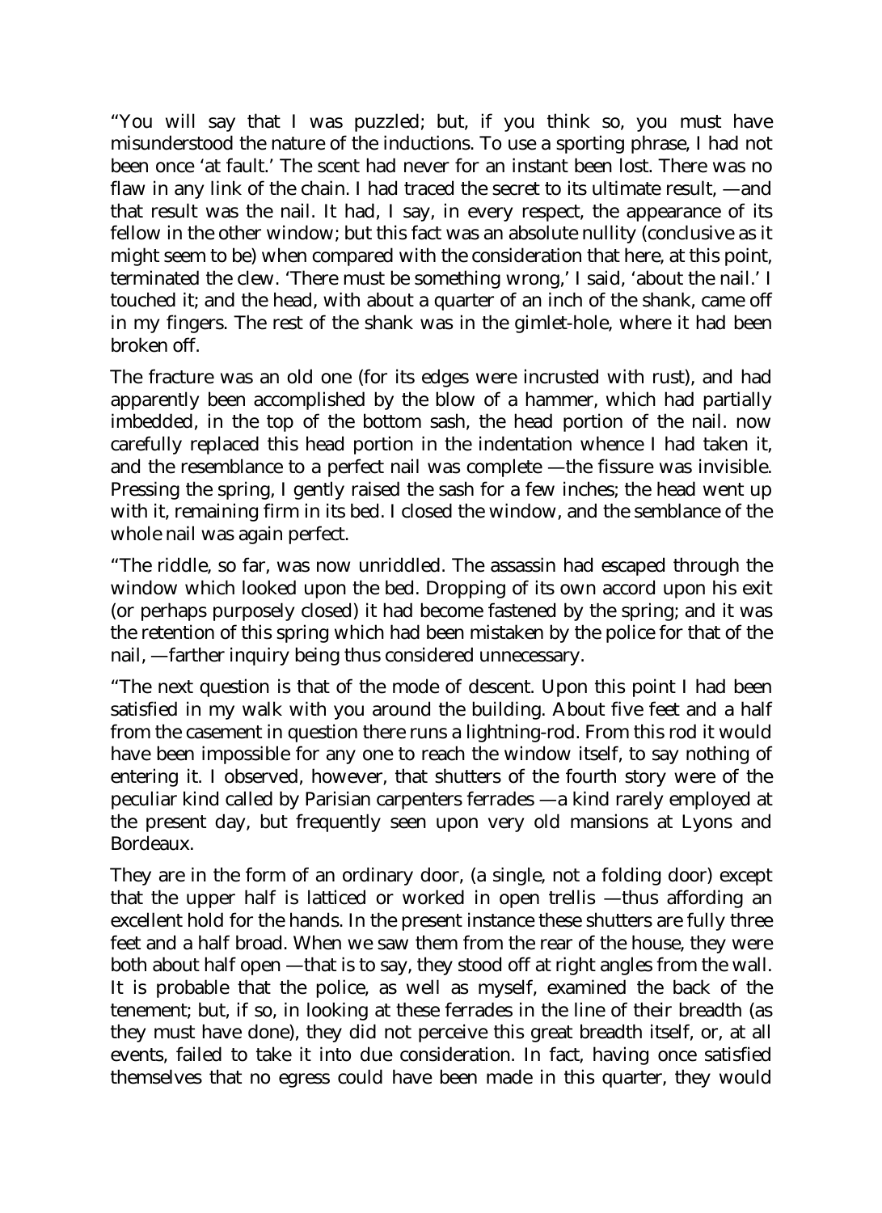"You will say that I was puzzled; but, if you think so, you must have misunderstood the nature of the inductions. To use a sporting phrase, I had not been once 'at fault.' The scent had never for an instant been lost. There was no flaw in any link of the chain. I had traced the secret to its ultimate result, —and that result was the nail. It had, I say, in every respect, the appearance of its fellow in the other window; but this fact was an absolute nullity (conclusive as it might seem to be) when compared with the consideration that here, at this point, terminated the clew. 'There must be something wrong,' I said, 'about the nail.' I touched it; and the head, with about a quarter of an inch of the shank, came off in my fingers. The rest of the shank was in the gimlet-hole, where it had been broken off.

The fracture was an old one (for its edges were incrusted with rust), and had apparently been accomplished by the blow of a hammer, which had partially imbedded, in the top of the bottom sash, the head portion of the nail. now carefully replaced this head portion in the indentation whence I had taken it, and the resemblance to a perfect nail was complete —the fissure was invisible. Pressing the spring, I gently raised the sash for a few inches; the head went up with it, remaining firm in its bed. I closed the window, and the semblance of the whole nail was again perfect.

"The riddle, so far, was now unriddled. The assassin had escaped through the window which looked upon the bed. Dropping of its own accord upon his exit (or perhaps purposely closed) it had become fastened by the spring; and it was the retention of this spring which had been mistaken by the police for that of the nail, —farther inquiry being thus considered unnecessary.

"The next question is that of the mode of descent. Upon this point I had been satisfied in my walk with you around the building. About five feet and a half from the casement in question there runs a lightning-rod. From this rod it would have been impossible for any one to reach the window itself, to say nothing of entering it. I observed, however, that shutters of the fourth story were of the peculiar kind called by Parisian carpenters ferrades —a kind rarely employed at the present day, but frequently seen upon very old mansions at Lyons and Bordeaux.

They are in the form of an ordinary door, (a single, not a folding door) except that the upper half is latticed or worked in open trellis —thus affording an excellent hold for the hands. In the present instance these shutters are fully three feet and a half broad. When we saw them from the rear of the house, they were both about half open —that is to say, they stood off at right angles from the wall. It is probable that the police, as well as myself, examined the back of the tenement; but, if so, in looking at these ferrades in the line of their breadth (as they must have done), they did not perceive this great breadth itself, or, at all events, failed to take it into due consideration. In fact, having once satisfied themselves that no egress could have been made in this quarter, they would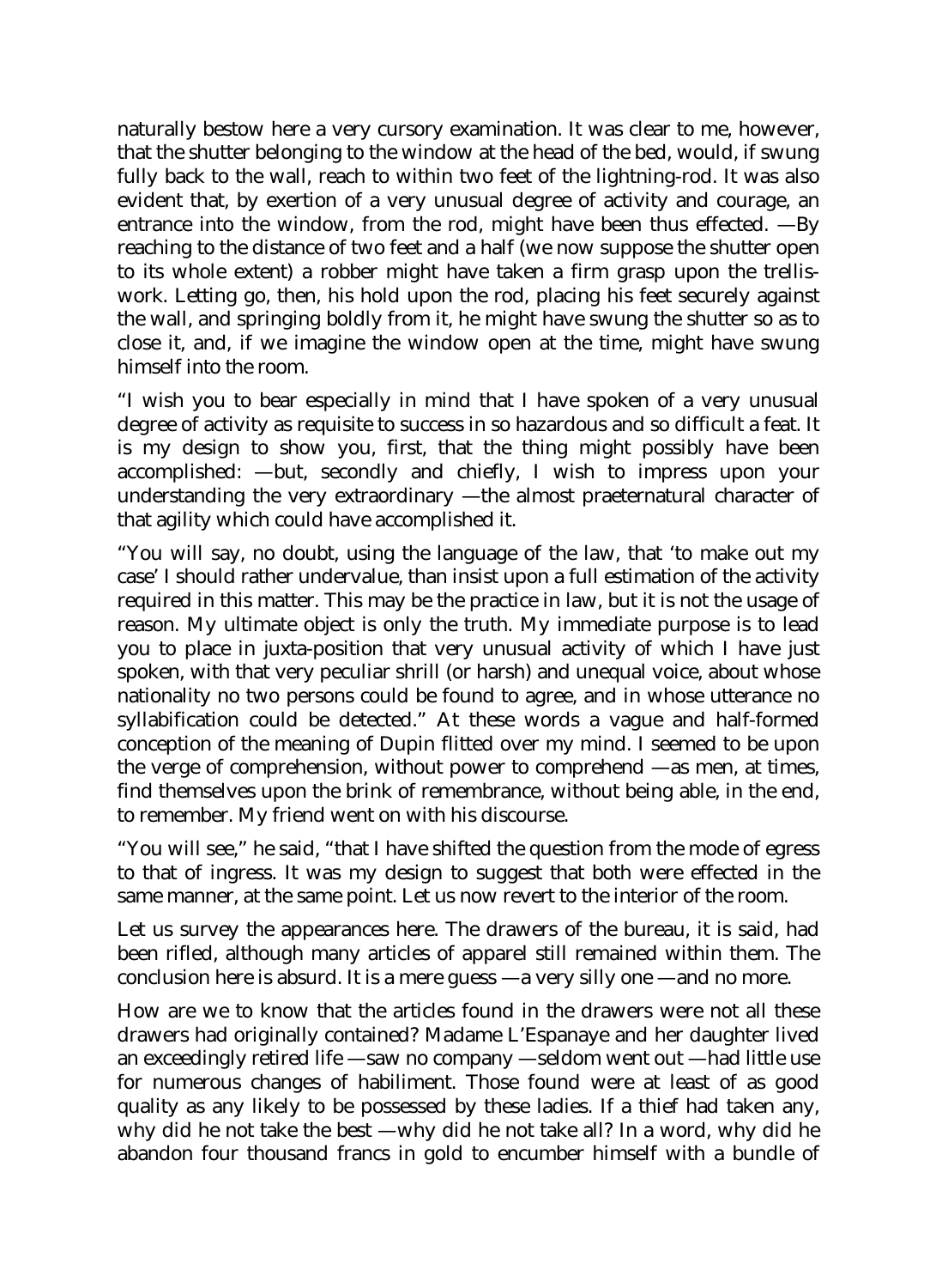naturally bestow here a very cursory examination. It was clear to me, however, that the shutter belonging to the window at the head of the bed, would, if swung fully back to the wall, reach to within two feet of the lightning-rod. It was also evident that, by exertion of a very unusual degree of activity and courage, an entrance into the window, from the rod, might have been thus effected. —By reaching to the distance of two feet and a half (we now suppose the shutter open to its whole extent) a robber might have taken a firm grasp upon the trellis-work. Letting go, then, his hold upon the rod, placing his feet securely against the wall, and springing boldly from it, he might have swung the shutter so as to close it, and, if we imagine the window open at the time, might have swung himself into the room.

"I wish you to bear especially in mind that I have spoken of a very unusual degree of activity as requisite to success in so hazardous and so difficult a feat. It is my design to show you, first, that the thing might possibly have been accomplished: —but, secondly and chiefly, I wish to impress upon your understanding the very extraordinary —the almost praeternatural character of that agility which could have accomplished it.

"You will say, no doubt, using the language of the law, that 'to make out my case' I should rather undervalue, than insist upon a full estimation of the activity required in this matter. This may be the practice in law, but it is not the usage of reason. My ultimate object is only the truth. My immediate purpose is to lead you to place in juxta-position that very unusual activity of which I have just spoken, with that very peculiar shrill (or harsh) and unequal voice, about whose nationality no two persons could be found to agree, and in whose utterance no syllabification could be detected." At these words a vague and half-formed conception of the meaning of Dupin flitted over my mind. I seemed to be upon the verge of comprehension, without power to comprehend —as men, at times, find themselves upon the brink of remembrance, without being able, in the end, to remember. My friend went on with his discourse.

"You will see," he said, "that I have shifted the question from the mode of egress to that of ingress. It was my design to suggest that both were effected in the same manner, at the same point. Let us now revert to the interior of the room.

Let us survey the appearances here. The drawers of the bureau, it is said, had been rifled, although many articles of apparel still remained within them. The conclusion here is absurd. It is a mere guess —a very silly one —and no more.

How are we to know that the articles found in the drawers were not all these drawers had originally contained? Madame L'Espanaye and her daughter lived an exceedingly retired life —saw no company —seldom went out —had little use for numerous changes of habiliment. Those found were at least of as good quality as any likely to be possessed by these ladies. If a thief had taken any, why did he not take the best —why did he not take all? In a word, why did he abandon four thousand francs in gold to encumber himself with a bundle of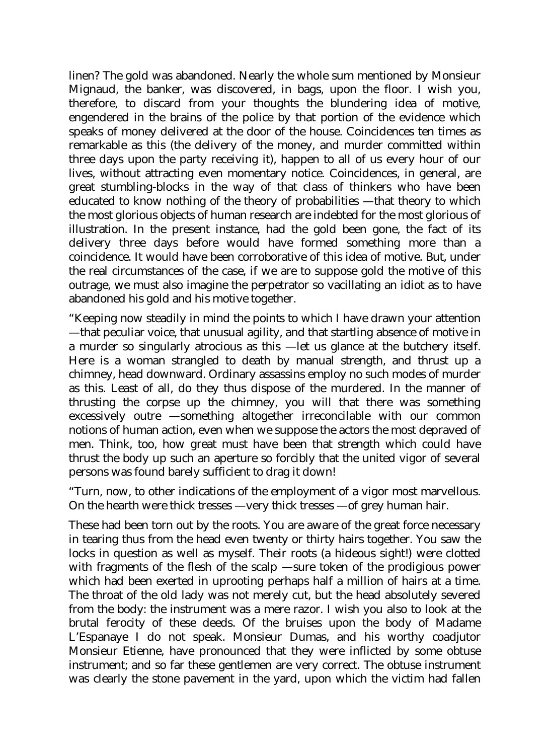linen? The gold was abandoned. Nearly the whole sum mentioned by Monsieur Mignaud, the banker, was discovered, in bags, upon the floor. I wish you, therefore, to discard from your thoughts the blundering idea of motive, engendered in the brains of the police by that portion of the evidence which speaks of money delivered at the door of the house. Coincidences ten times as remarkable as this (the delivery of the money, and murder committed within three days upon the party receiving it), happen to all of us every hour of our lives, without attracting even momentary notice. Coincidences, in general, are great stumbling-blocks in the way of that class of thinkers who have been educated to know nothing of the theory of probabilities —that theory to which the most glorious objects of human research are indebted for the most glorious of illustration. In the present instance, had the gold been gone, the fact of its delivery three days before would have formed something more than a coincidence. It would have been corroborative of this idea of motive. But, under the real circumstances of the case, if we are to suppose gold the motive of this outrage, we must also imagine the perpetrator so vacillating an idiot as to have abandoned his gold and his motive together.

"Keeping now steadily in mind the points to which I have drawn your attention —that peculiar voice, that unusual agility, and that startling absence of motive in a murder so singularly atrocious as this —let us glance at the butchery itself. Here is a woman strangled to death by manual strength, and thrust up a chimney, head downward. Ordinary assassins employ no such modes of murder as this. Least of all, do they thus dispose of the murdered. In the manner of thrusting the corpse up the chimney, you will that there was something excessively outre —something altogether irreconcilable with our common notions of human action, even when we suppose the actors the most depraved of men. Think, too, how great must have been that strength which could have thrust the body up such an aperture so forcibly that the united vigor of several persons was found barely sufficient to drag it down!

"Turn, now, to other indications of the employment of a vigor most marvellous. On the hearth were thick tresses —very thick tresses —of grey human hair.

These had been torn out by the roots. You are aware of the great force necessary in tearing thus from the head even twenty or thirty hairs together. You saw the locks in question as well as myself. Their roots (a hideous sight!) were clotted with fragments of the flesh of the scalp —sure token of the prodigious power which had been exerted in uprooting perhaps half a million of hairs at a time. The throat of the old lady was not merely cut, but the head absolutely severed from the body: the instrument was a mere razor. I wish you also to look at the brutal ferocity of these deeds. Of the bruises upon the body of Madame L'Espanaye I do not speak. Monsieur Dumas, and his worthy coadjutor Monsieur Etienne, have pronounced that they were inflicted by some obtuse instrument; and so far these gentlemen are very correct. The obtuse instrument was clearly the stone pavement in the yard, upon which the victim had fallen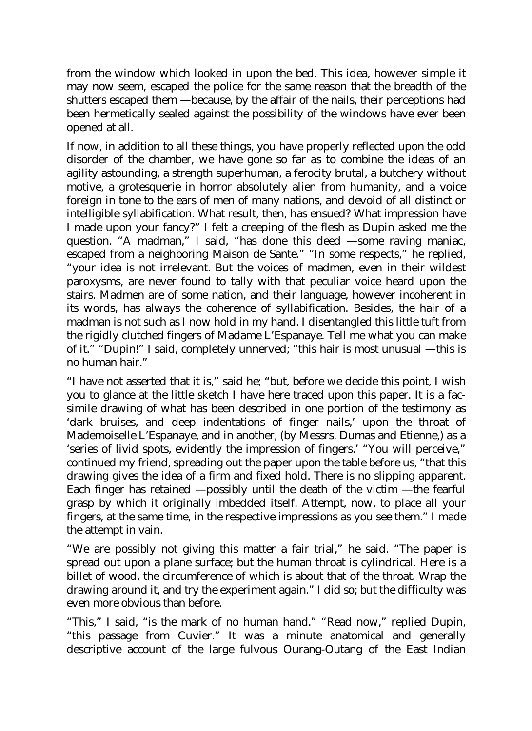from the window which looked in upon the bed. This idea, however simple it may now seem, escaped the police for the same reason that the breadth of the shutters escaped them —because, by the affair of the nails, their perceptions had been hermetically sealed against the possibility of the windows have ever been opened at all.

If now, in addition to all these things, you have properly reflected upon the odd disorder of the chamber, we have gone so far as to combine the ideas of an agility astounding, a strength superhuman, a ferocity brutal, a butchery without motive, a grotesquerie in horror absolutely alien from humanity, and a voice foreign in tone to the ears of men of many nations, and devoid of all distinct or intelligible syllabification. What result, then, has ensued? What impression have I made upon your fancy?" I felt a creeping of the flesh as Dupin asked me the question. "A madman," I said, "has done this deed —some raving maniac, escaped from a neighboring Maison de Sante." "In some respects," he replied, "your idea is not irrelevant. But the voices of madmen, even in their wildest paroxysms, are never found to tally with that peculiar voice heard upon the stairs. Madmen are of some nation, and their language, however incoherent in its words, has always the coherence of syllabification. Besides, the hair of a madman is not such as I now hold in my hand. I disentangled this little tuft from the rigidly clutched fingers of Madame L'Espanaye. Tell me what you can make of it." "Dupin!" I said, completely unnerved; "this hair is most unusual —this is no human hair."

"I have not asserted that it is," said he; "but, before we decide this point, I wish you to glance at the little sketch I have here traced upon this paper. It is a facsimile drawing of what has been described in one portion of the testimony as 'dark bruises, and deep indentations of finger nails,' upon the throat of Mademoiselle L'Espanaye, and in another, (by Messrs. Dumas and Etienne,) as a 'series of livid spots, evidently the impression of fingers.' "You will perceive," continued my friend, spreading out the paper upon the table before us, "that this drawing gives the idea of a firm and fixed hold. There is no slipping apparent. Each finger has retained —possibly until the death of the victim —the fearful grasp by which it originally imbedded itself. Attempt, now, to place all your fingers, at the same time, in the respective impressions as you see them." I made the attempt in vain.

"We are possibly not giving this matter a fair trial," he said. "The paper is spread out upon a plane surface; but the human throat is cylindrical. Here is a billet of wood, the circumference of which is about that of the throat. Wrap the drawing around it, and try the experiment again." I did so; but the difficulty was even more obvious than before.

"This," I said, "is the mark of no human hand." "Read now," replied Dupin, "this passage from Cuvier." It was a minute anatomical and generally descriptive account of the large fulvous Ourang-Outang of the East Indian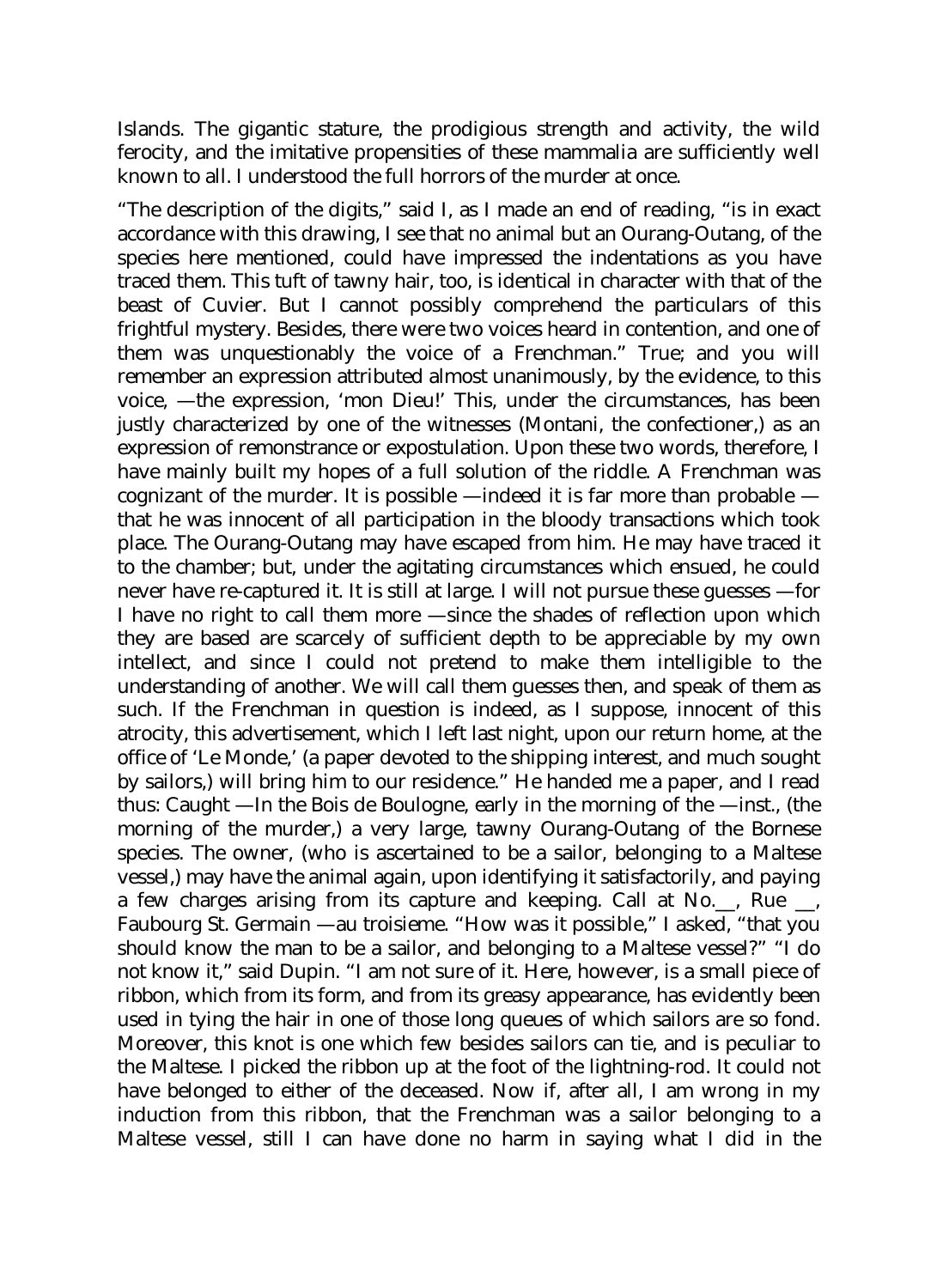Islands. The gigantic stature, the prodigious strength and activity, the wild ferocity, and the imitative propensities of these mammalia are sufficiently well known to all. I understood the full horrors of the murder at once.

"The description of the digits," said I, as I made an end of reading, "is in exact accordance with this drawing, I see that no animal but an Ourang-Outang, of the species here mentioned, could have impressed the indentations as you have traced them. This tuft of tawny hair, too, is identical in character with that of the beast of Cuvier. But I cannot possibly comprehend the particulars of this frightful mystery. Besides, there were two voices heard in contention, and one of them was unquestionably the voice of a Frenchman." True; and you will remember an expression attributed almost unanimously, by the evidence, to this voice, —the expression, 'mon Dieu!' This, under the circumstances, has been justly characterized by one of the witnesses (Montani, the confectioner,) as an expression of remonstrance or expostulation. Upon these two words, therefore, I have mainly built my hopes of a full solution of the riddle. A Frenchman was cognizant of the murder. It is possible —indeed it is far more than probable — that he was innocent of all participation in the bloody transactions which took place. The Ourang-Outang may have escaped from him. He may have traced it to the chamber; but, under the agitating circumstances which ensued, he could never have re-captured it. It is still at large. I will not pursue these guesses —for I have no right to call them more —since the shades of reflection upon which they are based are scarcely of sufficient depth to be appreciable by my own intellect, and since I could not pretend to make them intelligible to the understanding of another. We will call them guesses then, and speak of them as such. If the Frenchman in question is indeed, as I suppose, innocent of this atrocity, this advertisement, which I left last night, upon our return home, at the office of 'Le Monde,' (a paper devoted to the shipping interest, and much sought by sailors,) will bring him to our residence." He handed me a paper, and I read thus: Caught —In the Bois de Boulogne, early in the morning of the —inst., (the morning of the murder,) a very large, tawny Ourang-Outang of the Bornese species. The owner, (who is ascertained to be a sailor, belonging to a Maltese vessel,) may have the animal again, upon identifying it satisfactorily, and paying a few charges arising from its capture and keeping. Call at No.__, Rue __, Faubourg St. Germain —au troisieme. "How was it possible," I asked, "that you should know the man to be a sailor, and belonging to a Maltese vessel?" "I do not know it," said Dupin. "I am not sure of it. Here, however, is a small piece of ribbon, which from its form, and from its greasy appearance, has evidently been used in tying the hair in one of those long queues of which sailors are so fond. Moreover, this knot is one which few besides sailors can tie, and is peculiar to the Maltese. I picked the ribbon up at the foot of the lightning-rod. It could not have belonged to either of the deceased. Now if, after all, I am wrong in my induction from this ribbon, that the Frenchman was a sailor belonging to a Maltese vessel, still I can have done no harm in saying what I did in the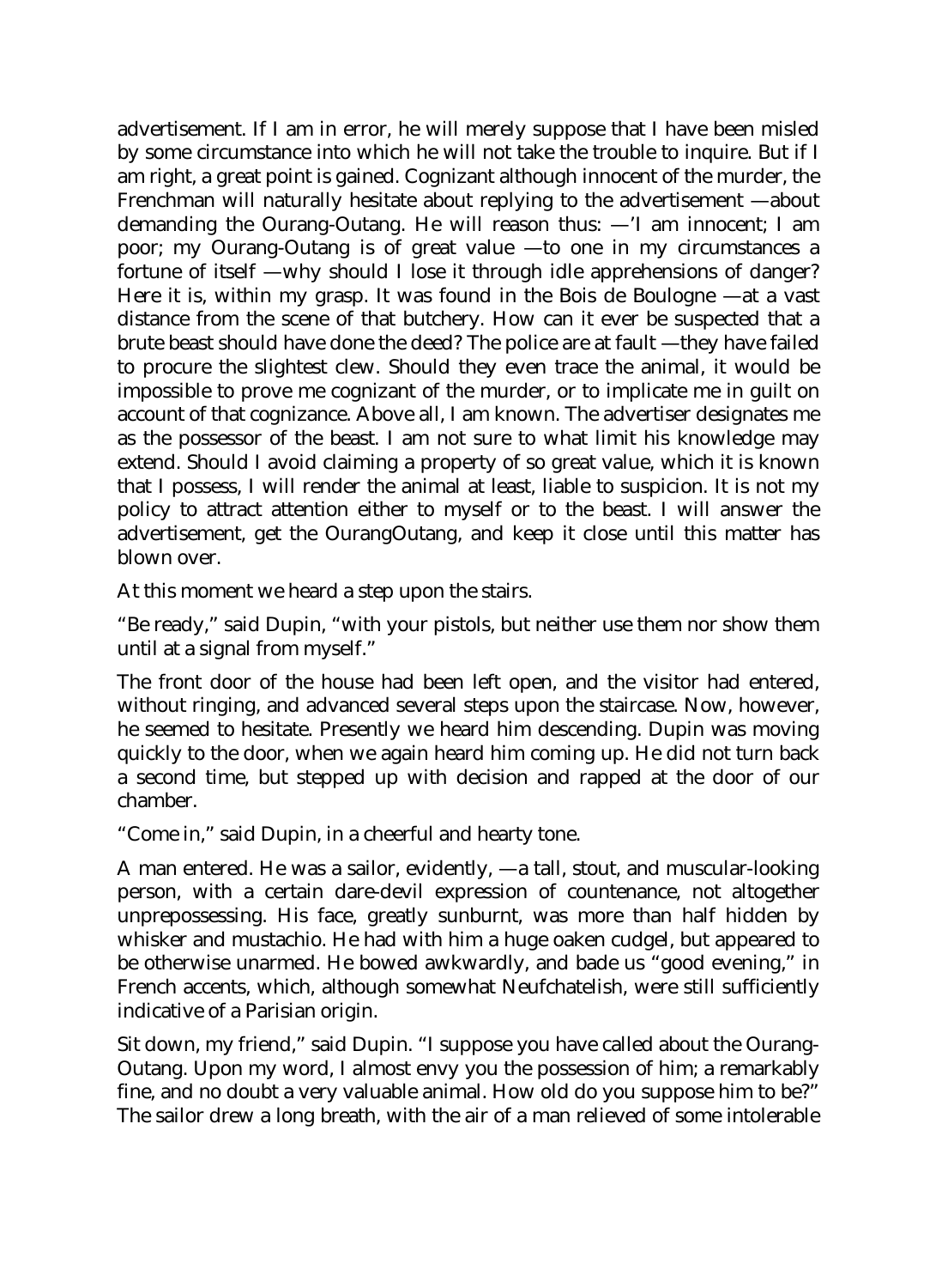advertisement. If I am in error, he will merely suppose that I have been misled by some circumstance into which he will not take the trouble to inquire. But if I am right, a great point is gained. Cognizant although innocent of the murder, the Frenchman will naturally hesitate about replying to the advertisement —about demanding the Ourang-Outang. He will reason thus: —'I am innocent; I am poor; my Ourang-Outang is of great value —to one in my circumstances a fortune of itself —why should I lose it through idle apprehensions of danger? Here it is, within my grasp. It was found in the Bois de Boulogne —at a vast distance from the scene of that butchery. How can it ever be suspected that a brute beast should have done the deed? The police are at fault —they have failed to procure the slightest clew. Should they even trace the animal, it would be impossible to prove me cognizant of the murder, or to implicate me in guilt on account of that cognizance. Above all, I am known. The advertiser designates me as the possessor of the beast. I am not sure to what limit his knowledge may extend. Should I avoid claiming a property of so great value, which it is known that I possess, I will render the animal at least, liable to suspicion. It is not my policy to attract attention either to myself or to the beast. I will answer the advertisement, get the OurangOutang, and keep it close until this matter has blown over.

At this moment we heard a step upon the stairs.

"Be ready," said Dupin, "with your pistols, but neither use them nor show them until at a signal from myself."

The front door of the house had been left open, and the visitor had entered, without ringing, and advanced several steps upon the staircase. Now, however, he seemed to hesitate. Presently we heard him descending. Dupin was moving quickly to the door, when we again heard him coming up. He did not turn back a second time, but stepped up with decision and rapped at the door of our chamber.

"Come in," said Dupin, in a cheerful and hearty tone.

A man entered. He was a sailor, evidently, —a tall, stout, and muscular-looking person, with a certain dare-devil expression of countenance, not altogether unprepossessing. His face, greatly sunburnt, was more than half hidden by whisker and mustachio. He had with him a huge oaken cudgel, but appeared to be otherwise unarmed. He bowed awkwardly, and bade us "good evening," in French accents, which, although somewhat Neufchatelish, were still sufficiently indicative of a Parisian origin.

Sit down, my friend," said Dupin. "I suppose you have called about the Ourang-Outang. Upon my word, I almost envy you the possession of him; a remarkably fine, and no doubt a very valuable animal. How old do you suppose him to be?"
The sailor drew a long breath, with the air of a man relieved of some intolerable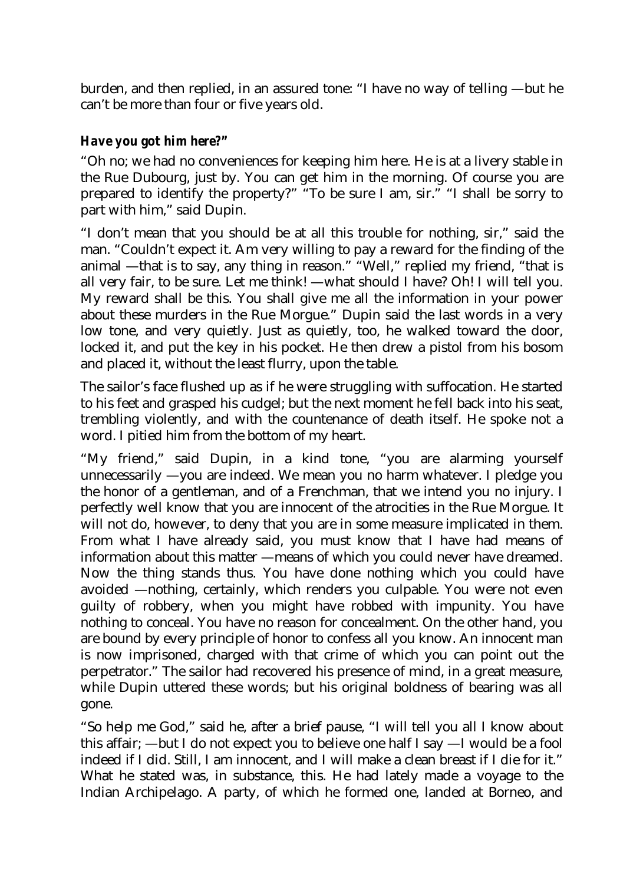burden, and then replied, in an assured tone: "I have no way of telling —but he can't be more than four or five years old.

***Have you got him here?"***

"Oh no; we had no conveniences for keeping him here. He is at a livery stable in the Rue Dubourg, just by. You can get him in the morning. Of course you are prepared to identify the property?" "To be sure I am, sir." "I shall be sorry to part with him," said Dupin.

"I don't mean that you should be at all this trouble for nothing, sir," said the man. "Couldn't expect it. Am very willing to pay a reward for the finding of the animal —that is to say, any thing in reason." "Well," replied my friend, "that is all very fair, to be sure. Let me think! —what should I have? Oh! I will tell you. My reward shall be this. You shall give me all the information in your power about these murders in the Rue Morgue." Dupin said the last words in a very low tone, and very quietly. Just as quietly, too, he walked toward the door, locked it, and put the key in his pocket. He then drew a pistol from his bosom and placed it, without the least flurry, upon the table.

The sailor's face flushed up as if he were struggling with suffocation. He started to his feet and grasped his cudgel; but the next moment he fell back into his seat, trembling violently, and with the countenance of death itself. He spoke not a word. I pitied him from the bottom of my heart.

"My friend," said Dupin, in a kind tone, "you are alarming yourself unnecessarily —you are indeed. We mean you no harm whatever. I pledge you the honor of a gentleman, and of a Frenchman, that we intend you no injury. I perfectly well know that you are innocent of the atrocities in the Rue Morgue. It will not do, however, to deny that you are in some measure implicated in them. From what I have already said, you must know that I have had means of information about this matter —means of which you could never have dreamed. Now the thing stands thus. You have done nothing which you could have avoided —nothing, certainly, which renders you culpable. You were not even guilty of robbery, when you might have robbed with impunity. You have nothing to conceal. You have no reason for concealment. On the other hand, you are bound by every principle of honor to confess all you know. An innocent man is now imprisoned, charged with that crime of which you can point out the perpetrator." The sailor had recovered his presence of mind, in a great measure, while Dupin uttered these words; but his original boldness of bearing was all gone.

"So help me God," said he, after a brief pause, "I will tell you all I know about this affair; —but I do not expect you to believe one half I say —I would be a fool indeed if I did. Still, I am innocent, and I will make a clean breast if I die for it." What he stated was, in substance, this. He had lately made a voyage to the Indian Archipelago. A party, of which he formed one, landed at Borneo, and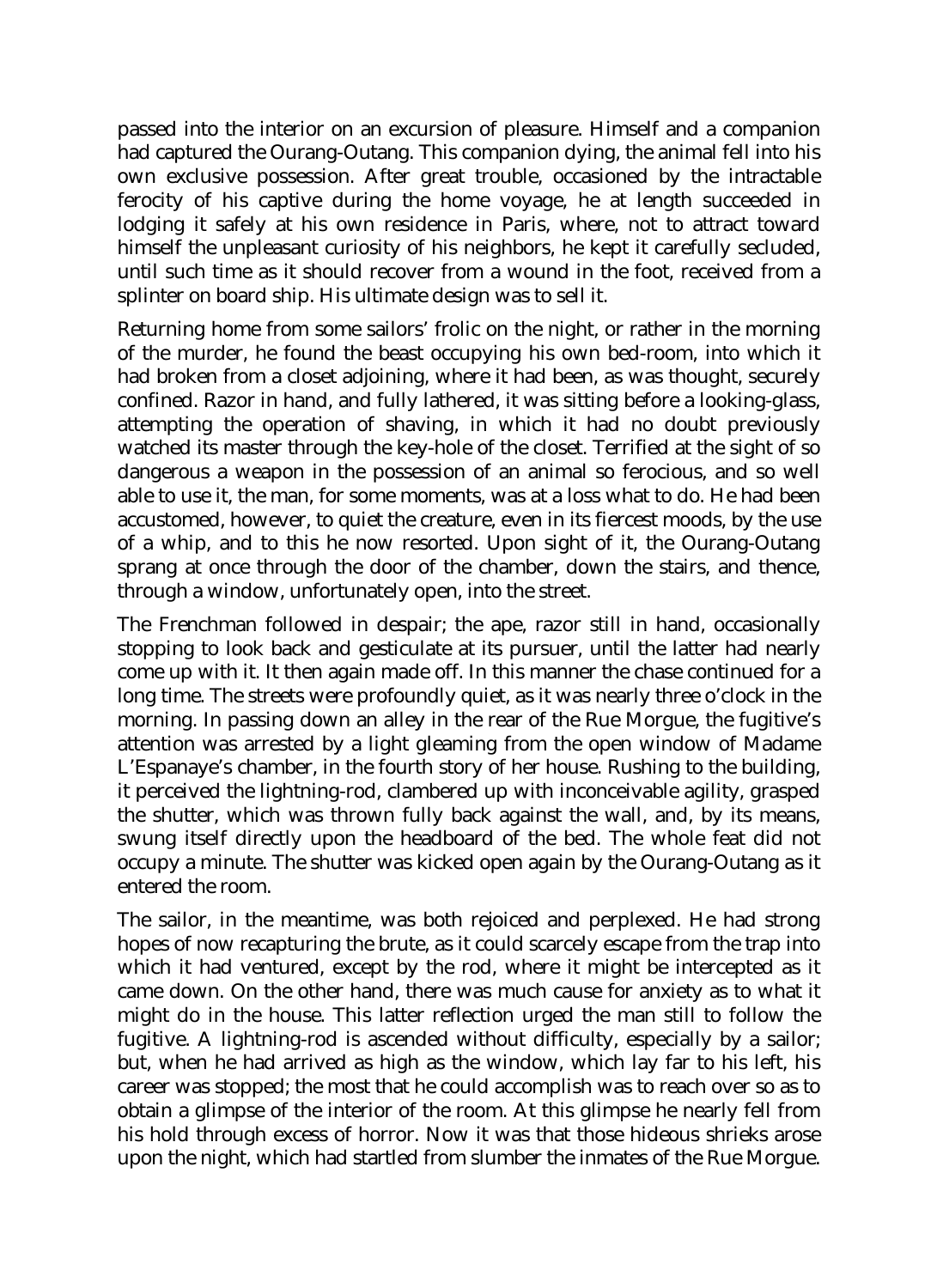passed into the interior on an excursion of pleasure. Himself and a companion had captured the Ourang-Outang. This companion dying, the animal fell into his own exclusive possession. After great trouble, occasioned by the intractable ferocity of his captive during the home voyage, he at length succeeded in lodging it safely at his own residence in Paris, where, not to attract toward himself the unpleasant curiosity of his neighbors, he kept it carefully secluded, until such time as it should recover from a wound in the foot, received from a splinter on board ship. His ultimate design was to sell it.

Returning home from some sailors' frolic on the night, or rather in the morning of the murder, he found the beast occupying his own bed-room, into which it had broken from a closet adjoining, where it had been, as was thought, securely confined. Razor in hand, and fully lathered, it was sitting before a looking-glass, attempting the operation of shaving, in which it had no doubt previously watched its master through the key-hole of the closet. Terrified at the sight of so dangerous a weapon in the possession of an animal so ferocious, and so well able to use it, the man, for some moments, was at a loss what to do. He had been accustomed, however, to quiet the creature, even in its fiercest moods, by the use of a whip, and to this he now resorted. Upon sight of it, the Ourang-Outang sprang at once through the door of the chamber, down the stairs, and thence, through a window, unfortunately open, into the street.

The Frenchman followed in despair; the ape, razor still in hand, occasionally stopping to look back and gesticulate at its pursuer, until the latter had nearly come up with it. It then again made off. In this manner the chase continued for a long time. The streets were profoundly quiet, as it was nearly three o'clock in the morning. In passing down an alley in the rear of the Rue Morgue, the fugitive's attention was arrested by a light gleaming from the open window of Madame L'Espanaye's chamber, in the fourth story of her house. Rushing to the building, it perceived the lightning-rod, clambered up with inconceivable agility, grasped the shutter, which was thrown fully back against the wall, and, by its means, swung itself directly upon the headboard of the bed. The whole feat did not occupy a minute. The shutter was kicked open again by the Ourang-Outang as it entered the room.

The sailor, in the meantime, was both rejoiced and perplexed. He had strong hopes of now recapturing the brute, as it could scarcely escape from the trap into which it had ventured, except by the rod, where it might be intercepted as it came down. On the other hand, there was much cause for anxiety as to what it might do in the house. This latter reflection urged the man still to follow the fugitive. A lightning-rod is ascended without difficulty, especially by a sailor; but, when he had arrived as high as the window, which lay far to his left, his career was stopped; the most that he could accomplish was to reach over so as to obtain a glimpse of the interior of the room. At this glimpse he nearly fell from his hold through excess of horror. Now it was that those hideous shrieks arose upon the night, which had startled from slumber the inmates of the Rue Morgue.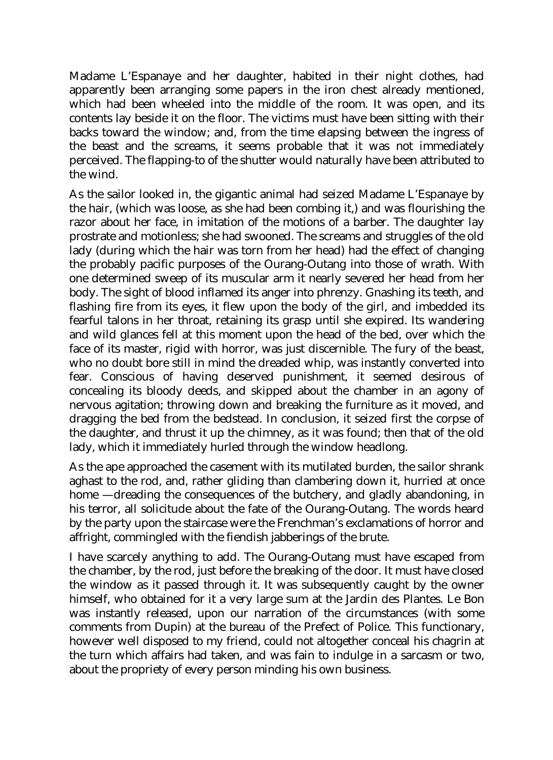Madame L'Espanaye and her daughter, habited in their night clothes, had apparently been arranging some papers in the iron chest already mentioned, which had been wheeled into the middle of the room. It was open, and its contents lay beside it on the floor. The victims must have been sitting with their backs toward the window; and, from the time elapsing between the ingress of the beast and the screams, it seems probable that it was not immediately perceived. The flapping-to of the shutter would naturally have been attributed to the wind.

As the sailor looked in, the gigantic animal had seized Madame L'Espanaye by the hair, (which was loose, as she had been combing it,) and was flourishing the razor about her face, in imitation of the motions of a barber. The daughter lay prostrate and motionless; she had swooned. The screams and struggles of the old lady (during which the hair was torn from her head) had the effect of changing the probably pacific purposes of the Ourang-Outang into those of wrath. With one determined sweep of its muscular arm it nearly severed her head from her body. The sight of blood inflamed its anger into phrenzy. Gnashing its teeth, and flashing fire from its eyes, it flew upon the body of the girl, and imbedded its fearful talons in her throat, retaining its grasp until she expired. Its wandering and wild glances fell at this moment upon the head of the bed, over which the face of its master, rigid with horror, was just discernible. The fury of the beast, who no doubt bore still in mind the dreaded whip, was instantly converted into fear. Conscious of having deserved punishment, it seemed desirous of concealing its bloody deeds, and skipped about the chamber in an agony of nervous agitation; throwing down and breaking the furniture as it moved, and dragging the bed from the bedstead. In conclusion, it seized first the corpse of the daughter, and thrust it up the chimney, as it was found; then that of the old lady, which it immediately hurled through the window headlong.

As the ape approached the casement with its mutilated burden, the sailor shrank aghast to the rod, and, rather gliding than clambering down it, hurried at once home —dreading the consequences of the butchery, and gladly abandoning, in his terror, all solicitude about the fate of the Ourang-Outang. The words heard by the party upon the staircase were the Frenchman's exclamations of horror and affright, commingled with the fiendish jabberings of the brute.

I have scarcely anything to add. The Ourang-Outang must have escaped from the chamber, by the rod, just before the breaking of the door. It must have closed the window as it passed through it. It was subsequently caught by the owner himself, who obtained for it a very large sum at the Jardin des Plantes. Le Bon was instantly released, upon our narration of the circumstances (with some comments from Dupin) at the bureau of the Prefect of Police. This functionary, however well disposed to my friend, could not altogether conceal his chagrin at the turn which affairs had taken, and was fain to indulge in a sarcasm or two, about the propriety of every person minding his own business.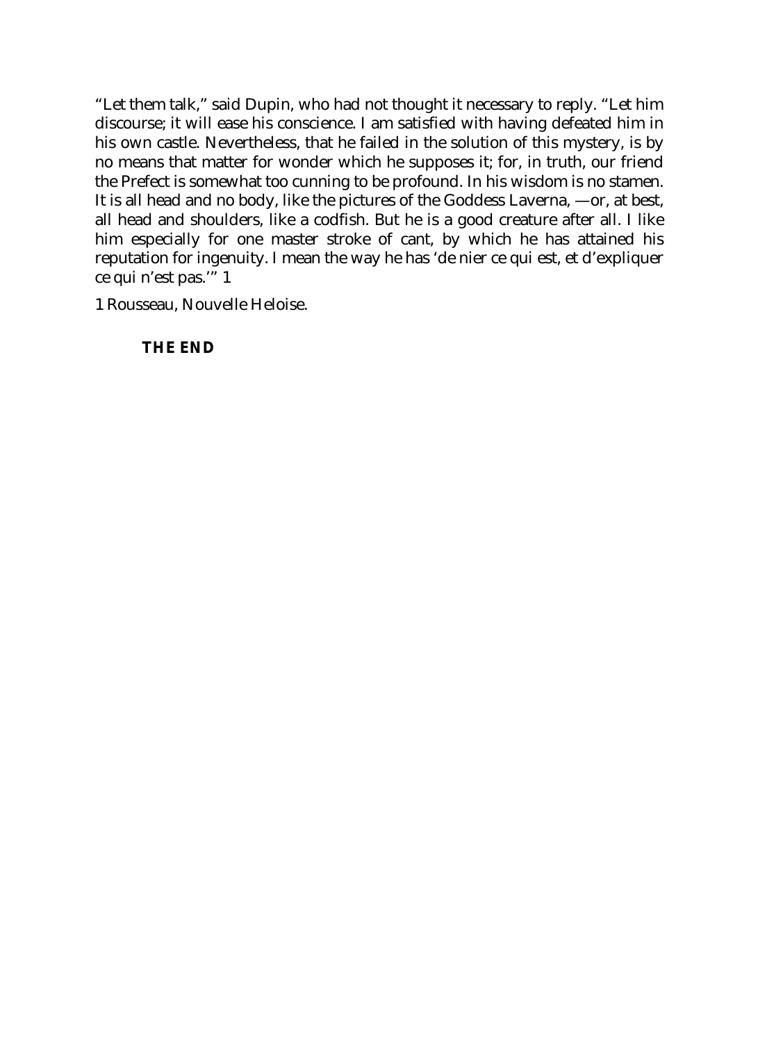“Let them talk,” said Dupin, who had not thought it necessary to reply. “Let him discourse; it will ease his conscience. I am satisfied with having defeated him in his own castle. Nevertheless, that he failed in the solution of this mystery, is by no means that matter for wonder which he supposes it; for, in truth, our friend the Prefect is somewhat too cunning to be profound. In his wisdom is no stamen. It is all head and no body, like the pictures of the Goddess Laverna, —or, at best, all head and shoulders, like a codfish. But he is a good creature after all. I like him especially for one master stroke of cant, by which he has attained his reputation for ingenuity. I mean the way he has ‘de nier ce qui est, et d’expliquer ce qui n’est pas.’” [1]

[1] Rousseau, Nouvelle Heloise.

**THE END**